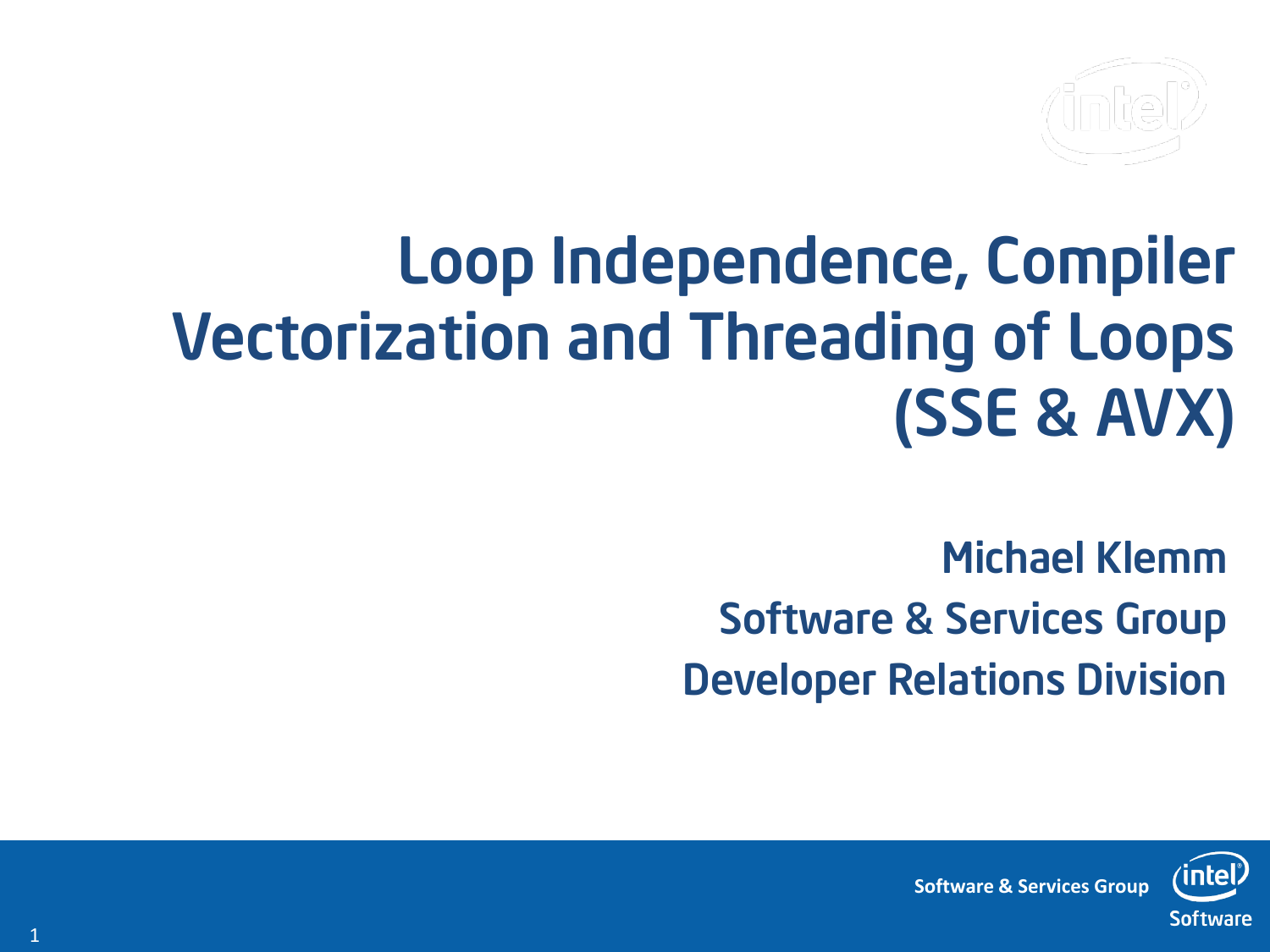# Loop Independence, Compiler Vectorization and Threading of Loops (SSE & AVX)

**Michael Klemm**

**Software & Services Group**

**Developer Relations Division**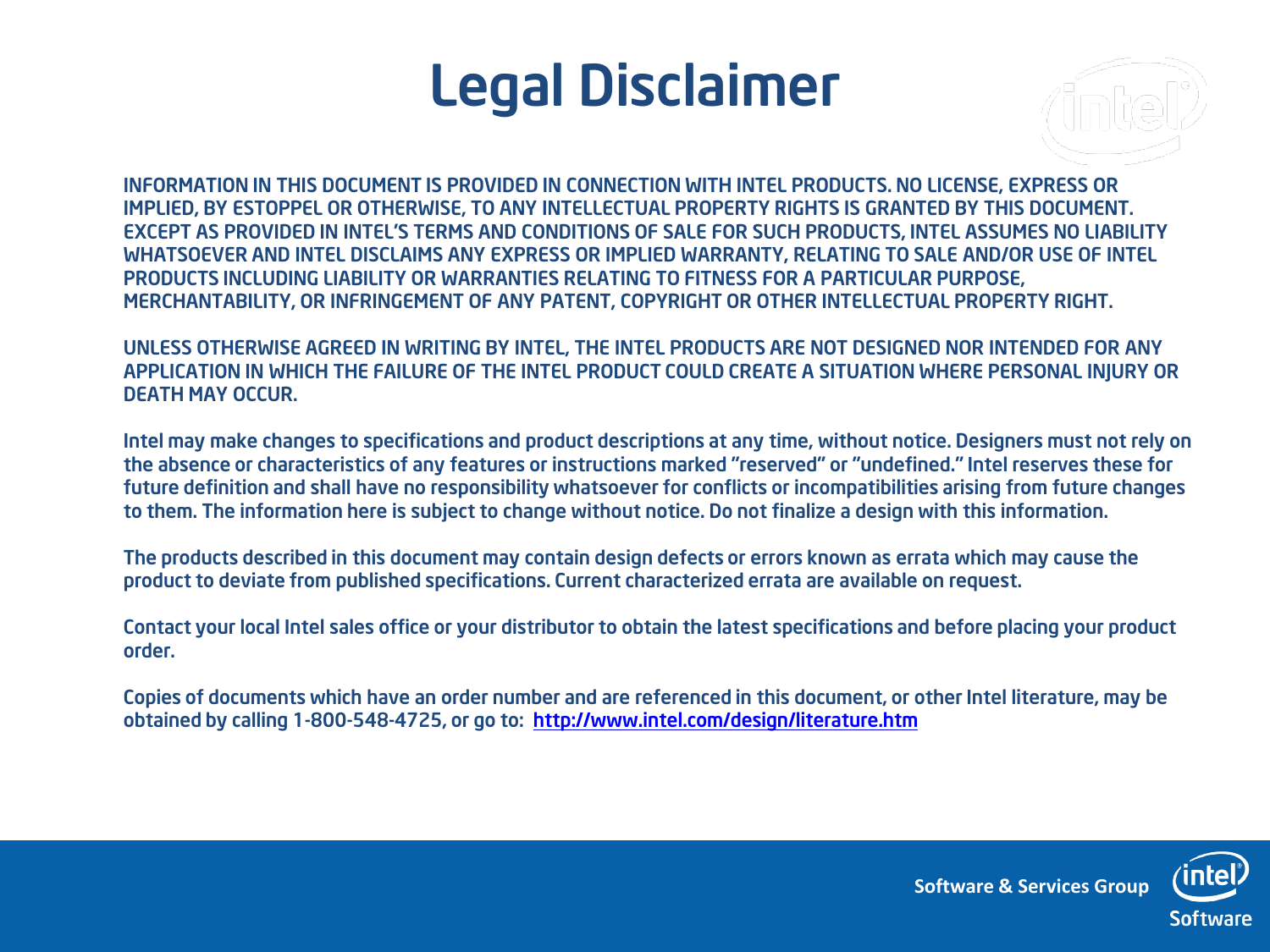# Legal Disclaimer

INFORMATION IN THIS DOCUMENT IS PROVIDED IN CONNECTION WITH INTEL PRODUCTS. NO LICENSE, EXPRESS OR IMPLIED, BY ESTOPPEL OR OTHERWISE, TO ANY INTELLECTUAL PROPERTY RIGHTS IS GRANTED BY THIS DOCUMENT. EXCEPT AS PROVIDED IN INTEL'S TERMS AND CONDITIONS OF SALE FOR SUCH PRODUCTS, INTEL ASSUMES NO LIABILITY WHATSOEVER AND INTEL DISCLAIMS ANY EXPRESS OR IMPLIED WARRANTY, RELATING TO SALE AND/OR USE OF INTEL PRODUCTS INCLUDING LIABILITY OR WARRANTIES RELATING TO FITNESS FOR A PARTICULAR PURPOSE, MERCHANTABILITY, OR INFRINGEMENT OF ANY PATENT, COPYRIGHT OR OTHER INTELLECTUAL PROPERTY RIGHT.

UNLESS OTHERWISE AGREED IN WRITING BY INTEL, THE INTEL PRODUCTS ARE NOT DESIGNED NOR INTENDED FOR ANY APPLICATION IN WHICH THE FAILURE OF THE INTEL PRODUCT COULD CREATE A SITUATION WHERE PERSONAL INJURY OR DEATH MAY OCCUR.

Intel may make changes to specifications and product descriptions at any time, without notice. Designers must not rely on the absence or characteristics of any features or instructions marked "reserved" or "undefined." Intel reserves these for future definition and shall have no responsibility whatsoever for conflicts or incompatibilities arising from future changes to them. The information here is subject to change without notice. Do not finalize a design with this information.

The products described in this document may contain design defects or errors known as errata which may cause the product to deviate from published specifications. Current characterized errata are available on request.

Contact your local Intel sales office or your distributor to obtain the latest specifications and before placing your product order.

Copies of documents which have an order number and are referenced in this document, or other Intel literature, may be obtained by calling 1-800-548-4725, or go to: http://www.intel.com/design/literature.htm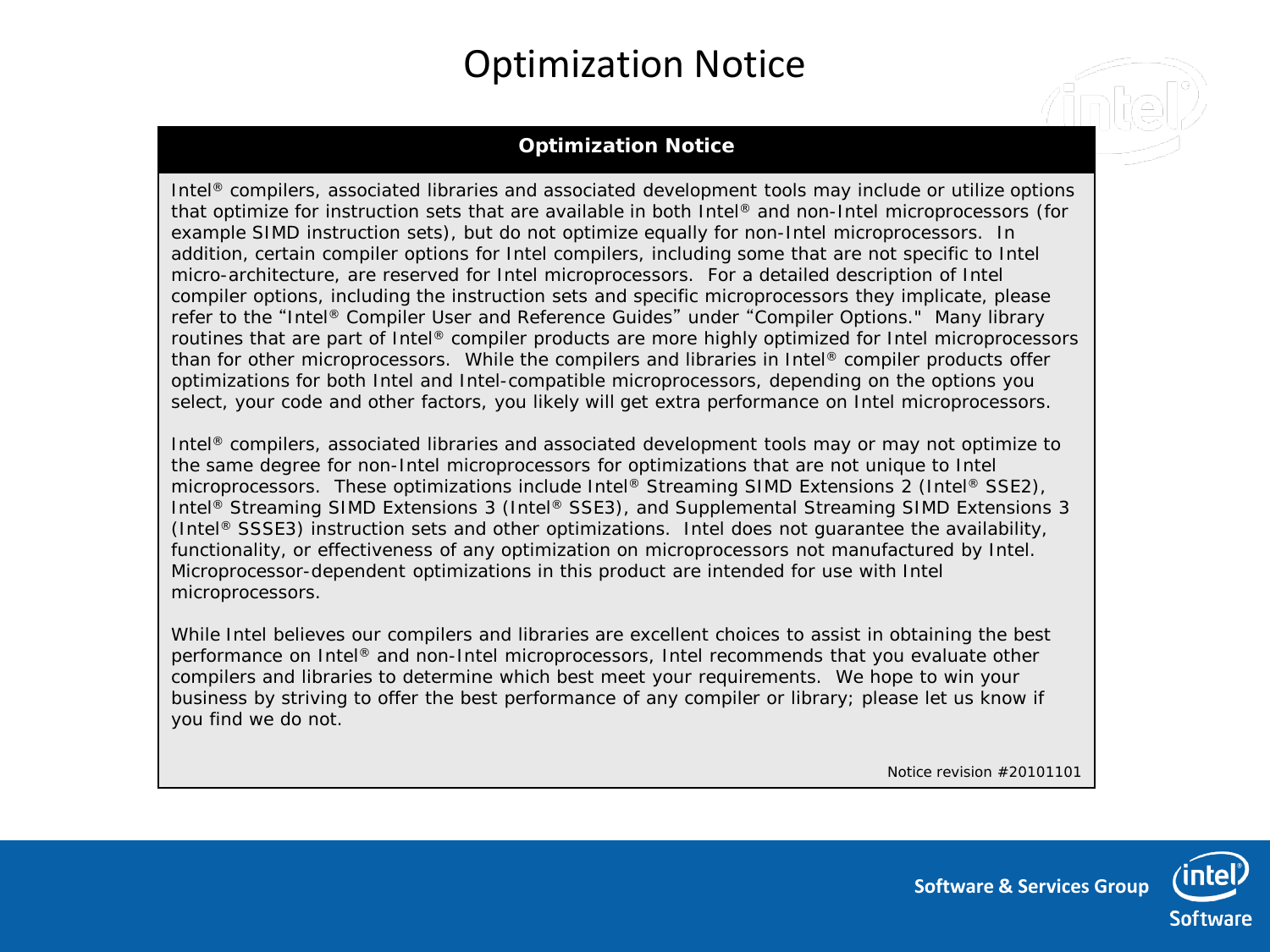# Optimization Notice

## Optimization Notice

Intel® compilers, associated libraries and associated development tools may include or utilize options that optimize for instruction sets that are available in both Intel® and non-Intel microprocessors (for example SIMD instruction sets), but do not optimize equally for non-Intel microprocessors. In addition, certain compiler options for Intel compilers, including some that are not specific to Intel micro-architecture, are reserved for Intel microprocessors. For a detailed description of Intel compiler options, including the instruction sets and specific microprocessors they implicate, please refer to the "Intel® Compiler User and Reference Guides" under "Compiler Options." Many library routines that are part of Intel® compiler products are more highly optimized for Intel microprocessors than for other microprocessors. While the compilers and libraries in Intel® compiler products offer optimizations for both Intel and Intel-compatible microprocessors, depending on the options you select, your code and other factors, you likely will get extra performance on Intel microprocessors.

Intel® compilers, associated libraries and associated development tools may or may not optimize to the same degree for non-Intel microprocessors for optimizations that are not unique to Intel microprocessors. These optimizations include Intel® Streaming SIMD Extensions 2 (Intel® SSE2), Intel® Streaming SIMD Extensions 3 (Intel® SSE3), and Supplemental Streaming SIMD Extensions 3 (Intel® SSSE3) instruction sets and other optimizations. Intel does not guarantee the availability, functionality, or effectiveness of any optimization on microprocessors not manufactured by Intel. Microprocessor-dependent optimizations in this product are intended for use with Intel microprocessors.

While Intel believes our compilers and libraries are excellent choices to assist in obtaining the best performance on Intel® and non-Intel microprocessors, Intel recommends that you evaluate other compilers and libraries to determine which best meet your requirements. We hope to win your business by striving to offer the best performance of any compiler or library; please let us know if you find we do not.

Notice revision #20101101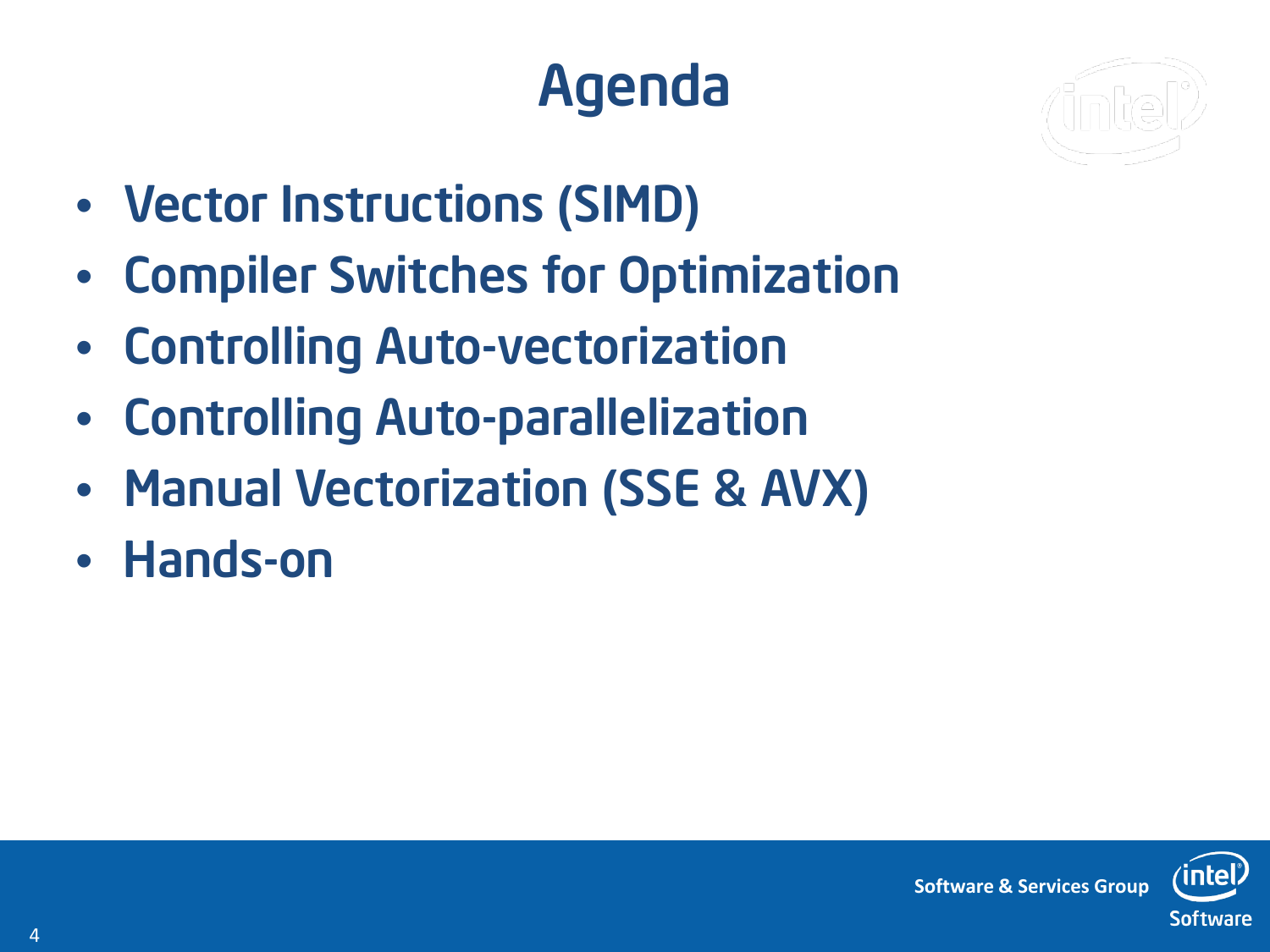# Agenda

- Vector Instructions (SIMD)
- Compiler Switches for Optimization
- Controlling Auto-vectorization
- Controlling Auto-parallelization
- Manual Vectorization (SSE & AVX)
- Hands-on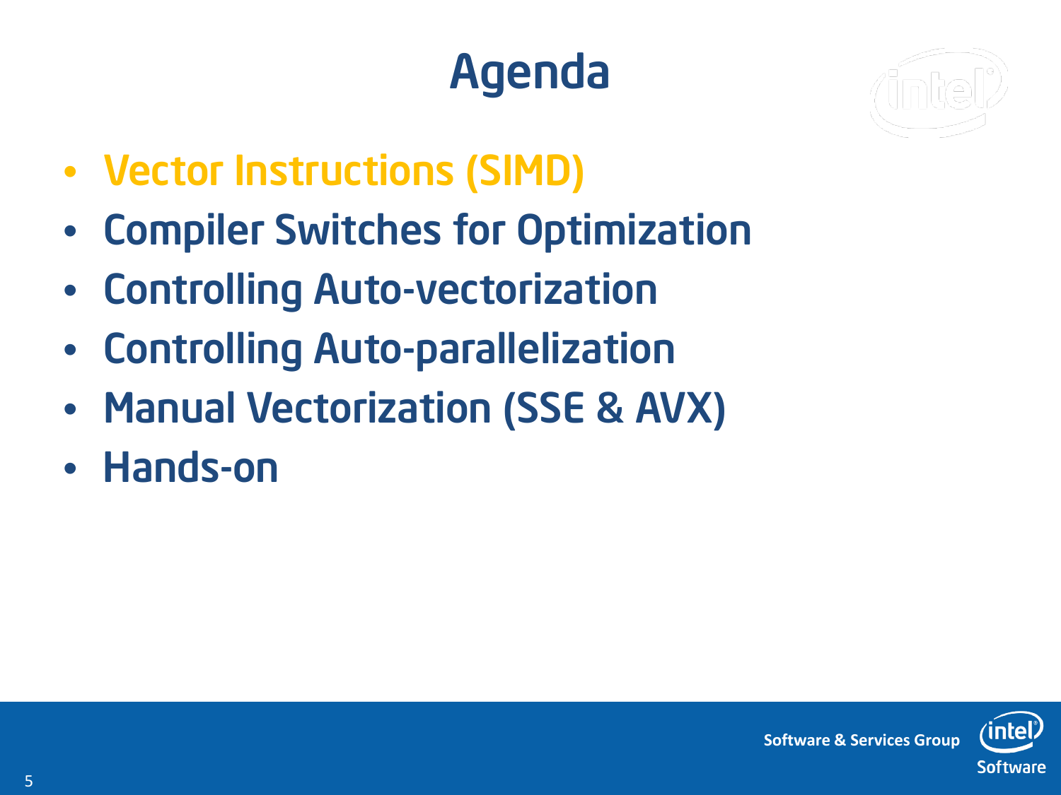# Agenda

- Vector Instructions (SIMD)
- Compiler Switches for Optimization
- Controlling Auto-vectorization
- Controlling Auto-parallelization
- Manual Vectorization (SSE & AVX)
- Hands-on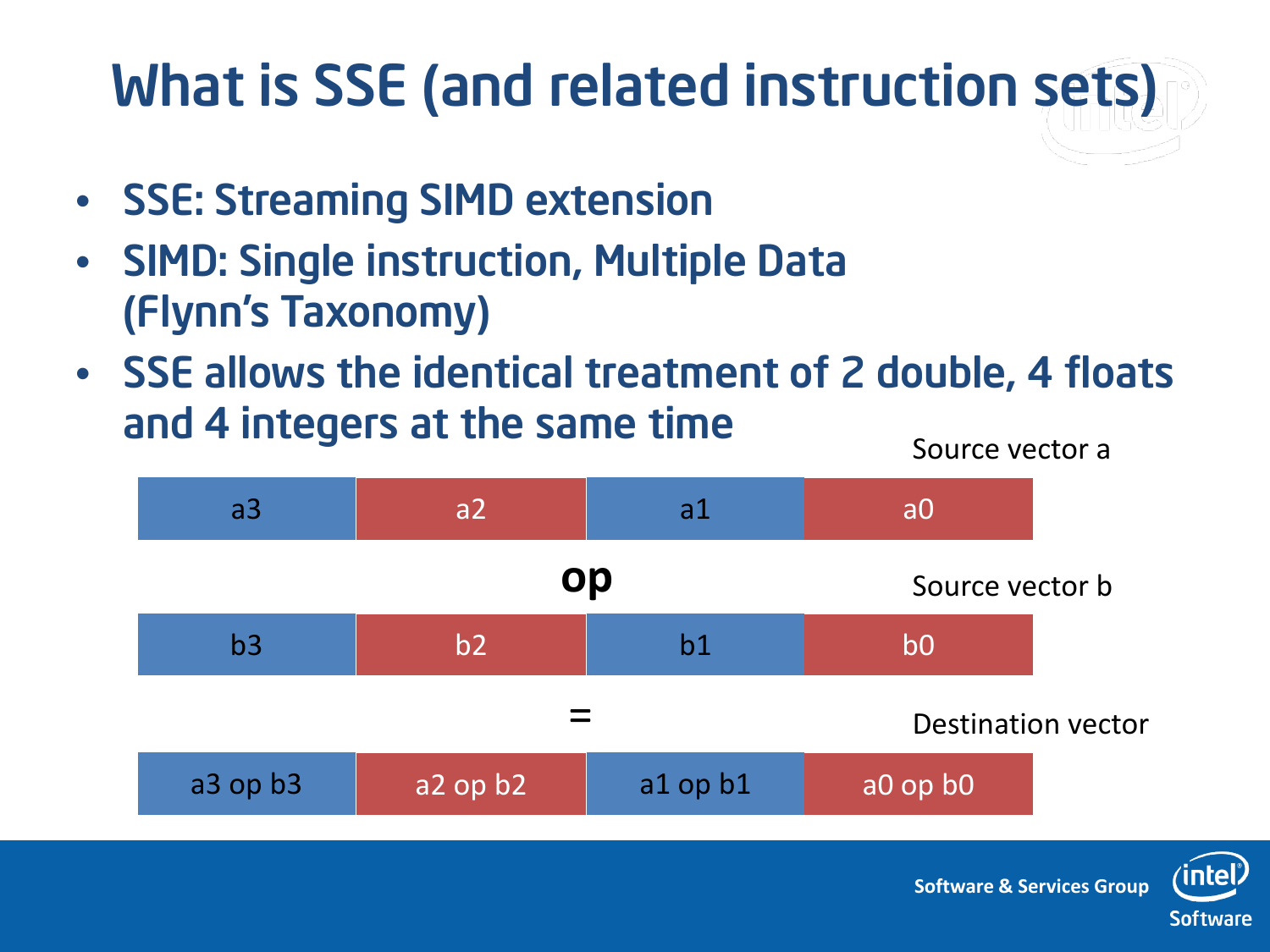# What is SSE (and related instruction sets)

- SSE: Streaming SIMD extension
- SIMD: Single instruction, Multiple Data (Flynn's Taxonomy)
- SSE allows the identical treatment of 2 double, 4 floats and 4 integers at the same time

Source vector a

| a3 | a2 | a1 | a0 |
|---|---|---|---|

**op**

Source vector b

| b3 | b2 | b1 | b0 |
|---|---|---|---|

=

Destination vector

| a3 op b3 | a2 op b2 | a1 op b1 | a0 op b0 |
|---|---|---|---|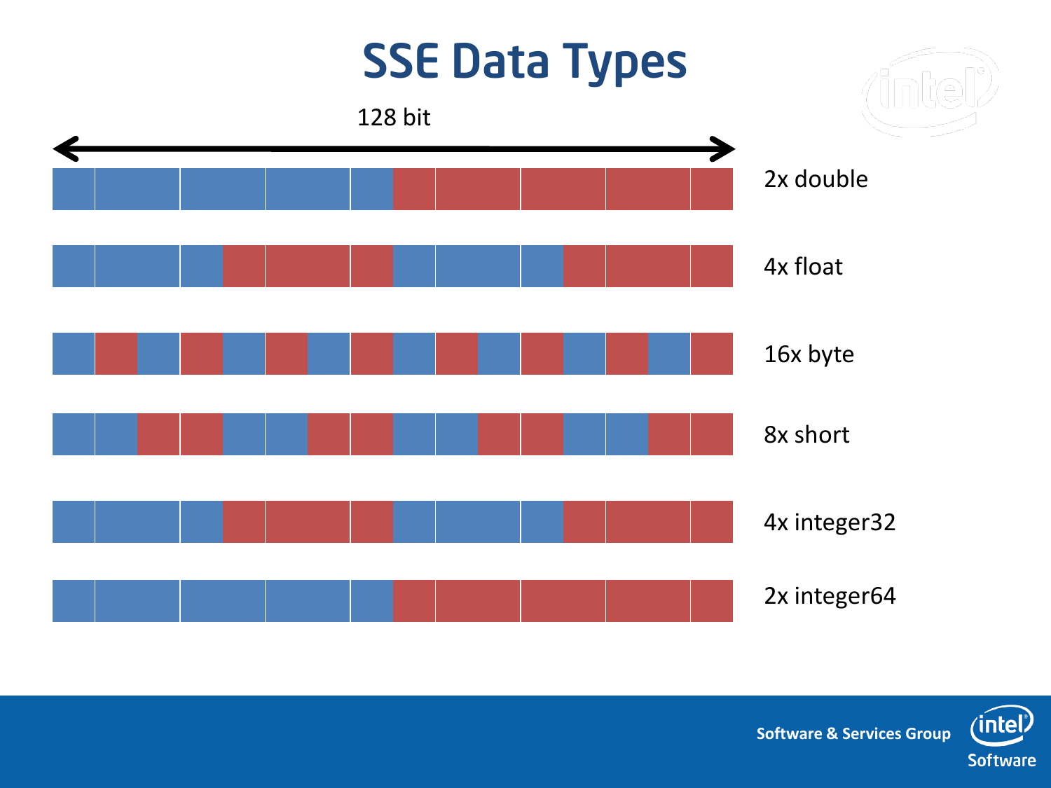# SSE Data Types

128 bit

2x double

4x float

16x byte

8x short

4x integer32

2x integer64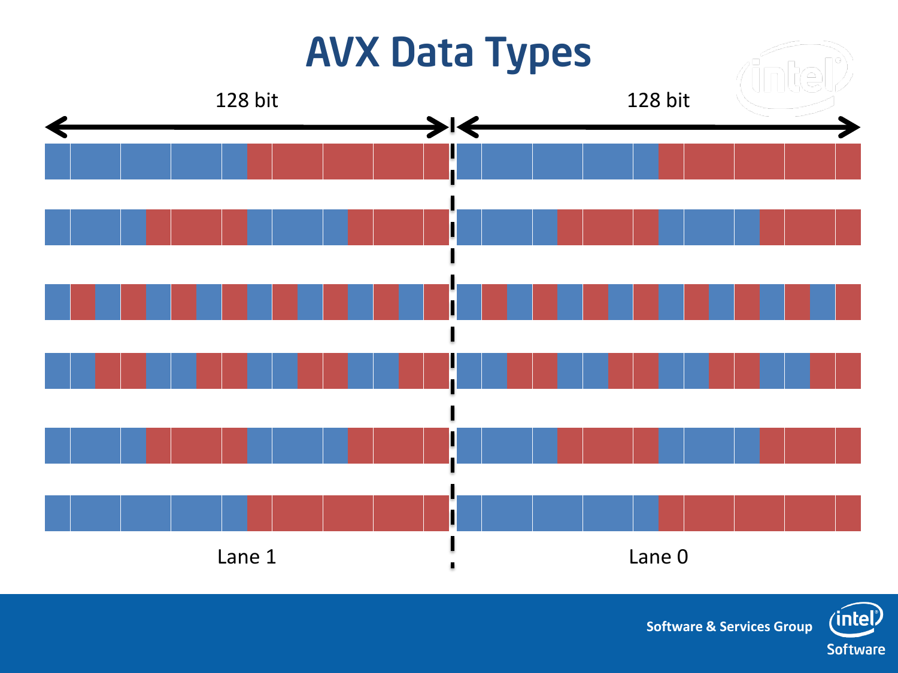# AVX Data Types

128 bit

128 bit

Lane 1

Lane 0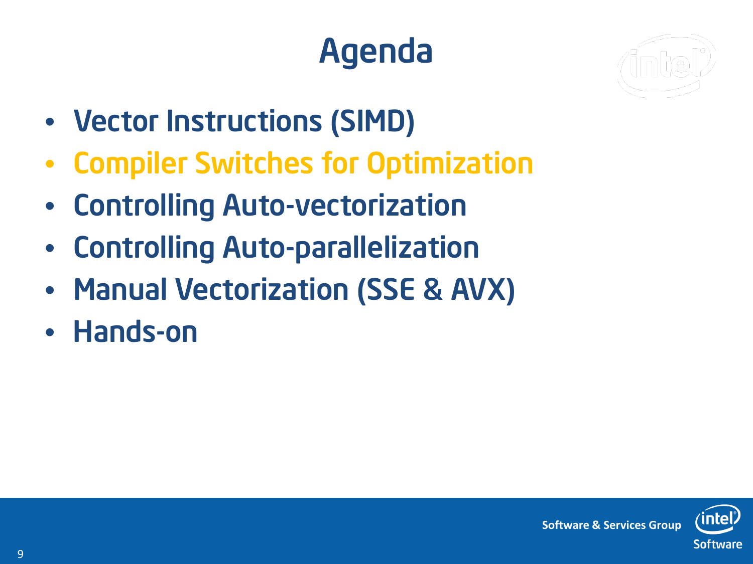# Agenda

- Vector Instructions (SIMD)
- Compiler Switches for Optimization
- Controlling Auto-vectorization
- Controlling Auto-parallelization
- Manual Vectorization (SSE & AVX)
- Hands-on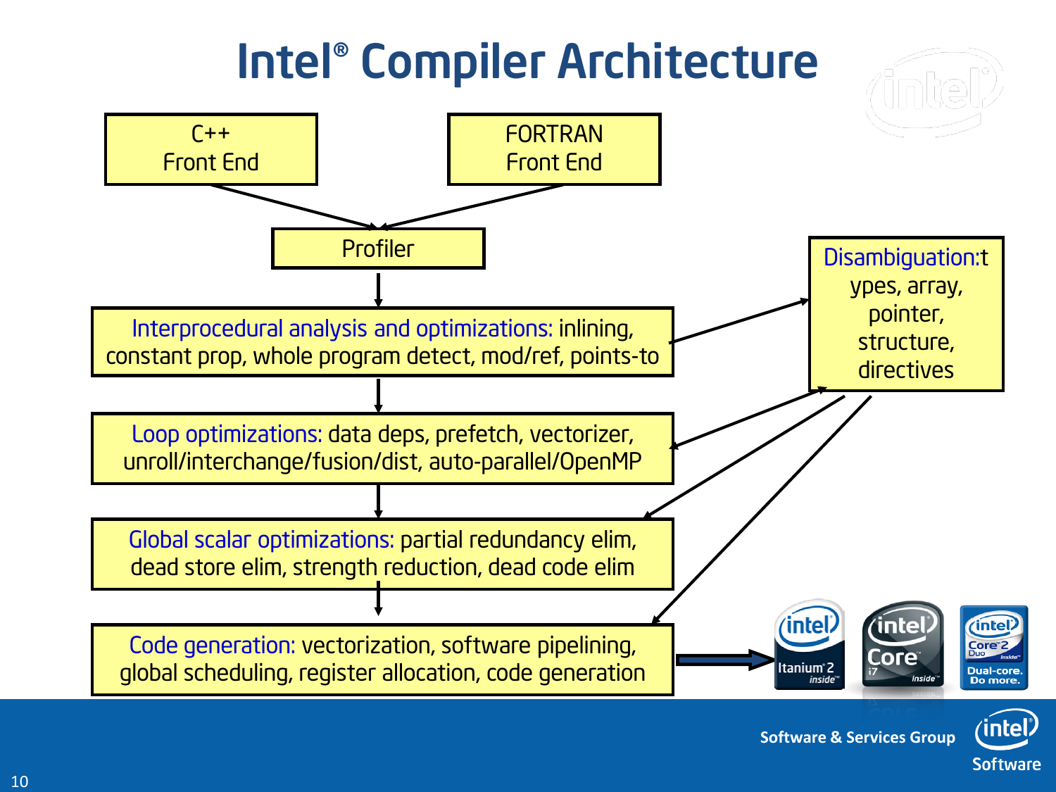# Intel® Compiler Architecture

C++
Front End

FORTRAN
Front End

Profiler

Interprocedural analysis and optimizations: inlining, constant prop, whole program detect, mod/ref, points-to

Loop optimizations: data deps, prefetch, vectorizer, unroll/interchange/fusion/dist, auto-parallel/OpenMP

Global scalar optimizations: partial redundancy elim, dead store elim, strength reduction, dead code elim

Code generation: vectorization, software pipelining, global scheduling, register allocation, code generation

Disambiguation:types, array, pointer, structure, directives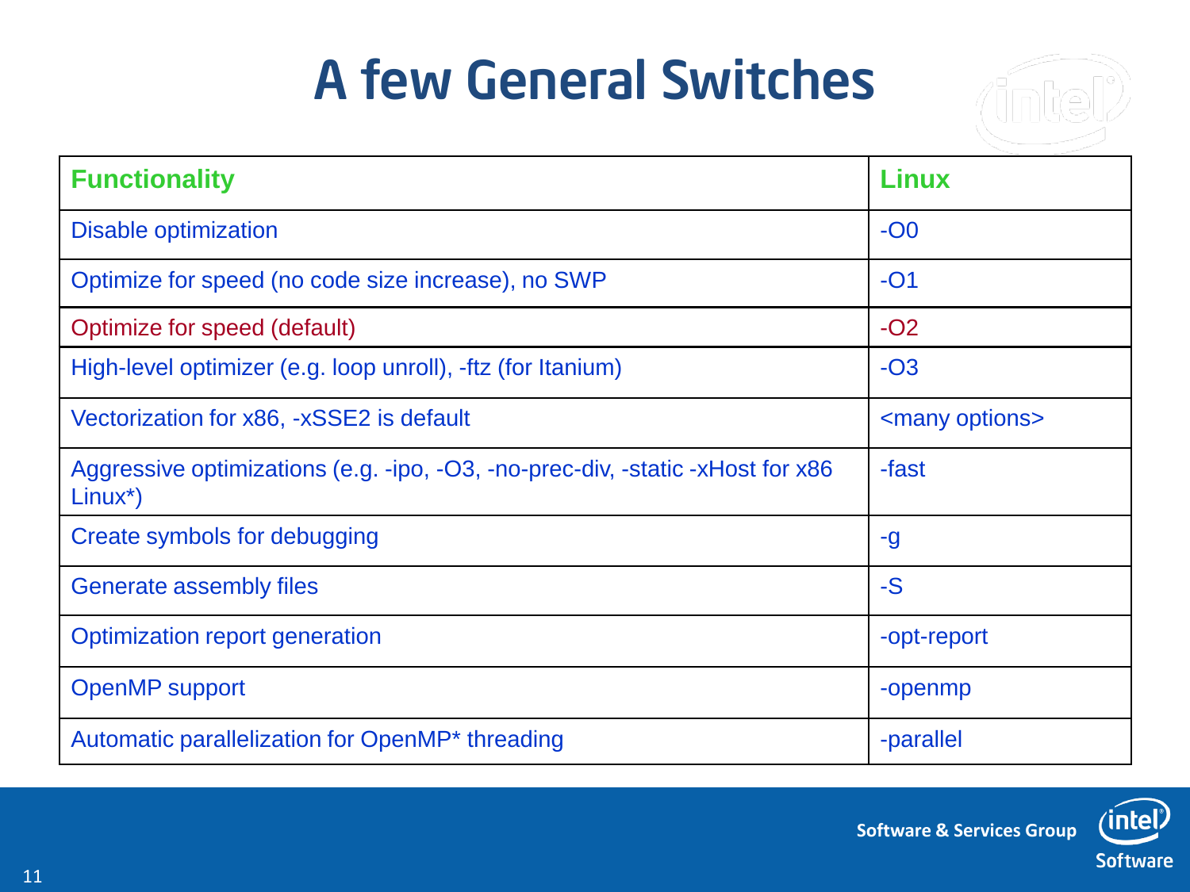# A few General Switches

| Functionality | Linux |
|---|---|
| Disable optimization | -O0 |
| Optimize for speed (no code size increase), no SWP | -O1 |
| Optimize for speed (default) | -O2 |
| High-level optimizer (e.g. loop unroll), -ftz (for Itanium) | -O3 |
| Vectorization for x86, -xSSE2 is default | <many options> |
| Aggressive optimizations (e.g. -ipo, -O3, -no-prec-div, -static -xHost for x86 Linux*) | -fast |
| Create symbols for debugging | -g |
| Generate assembly files | -S |
| Optimization report generation | -opt-report |
| OpenMP support | -openmp |
| Automatic parallelization for OpenMP* threading | -parallel |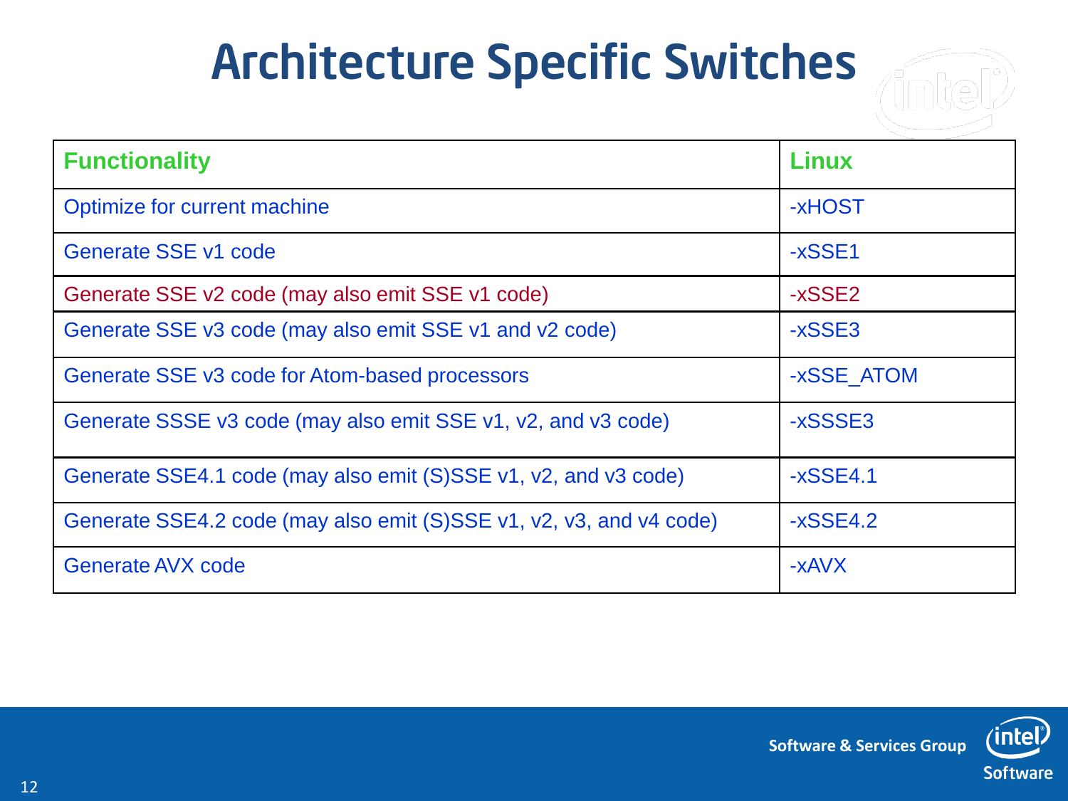# Architecture Specific Switches

| Functionality | Linux |
| --- | --- |
| Optimize for current machine | -xHOST |
| Generate SSE v1 code | -xSSE1 |
| Generate SSE v2 code (may also emit SSE v1 code) | -xSSE2 |
| Generate SSE v3 code (may also emit SSE v1 and v2 code) | -xSSE3 |
| Generate SSE v3 code for Atom-based processors | -xSSE_ATOM |
| Generate SSSE v3 code (may also emit SSE v1, v2, and v3 code) | -xSSSE3 |
| Generate SSE4.1 code (may also emit (S)SSE v1, v2, and v3 code) | -xSSE4.1 |
| Generate SSE4.2 code (may also emit (S)SSE v1, v2, v3, and v4 code) | -xSSE4.2 |
| Generate AVX code | -xAVX |

Software & Services Group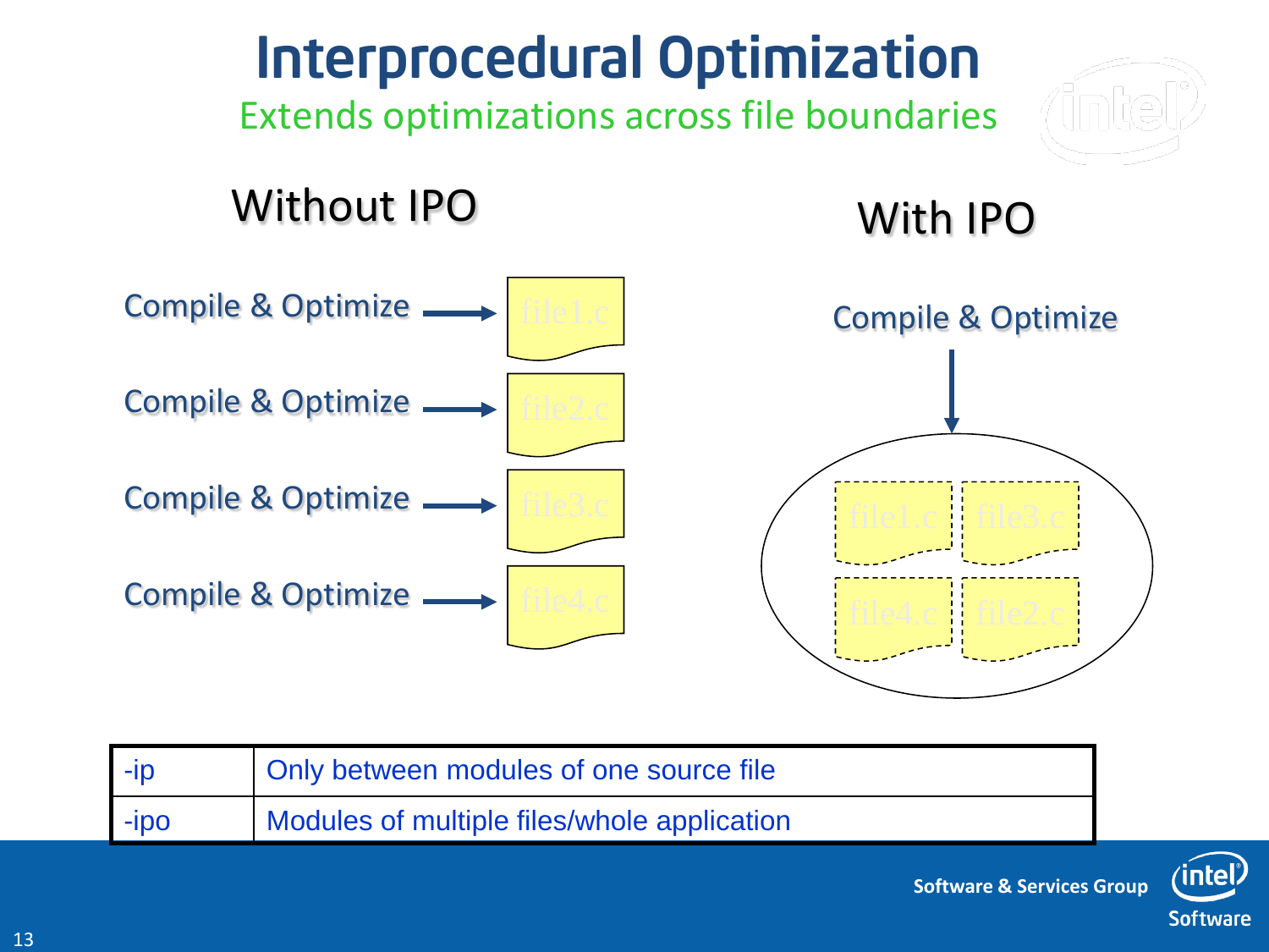# Interprocedural Optimization

Extends optimizations across file boundaries

## Without IPO

Compile & Optimize → file1.c

Compile & Optimize → file2.c

Compile & Optimize → file3.c

Compile & Optimize → file4.c

## With IPO

Compile & Optimize → file1.c, file3.c, file4.c, file2.c

| -ip | Only between modules of one source file |
|---|---|
| -ipo | Modules of multiple files/whole application |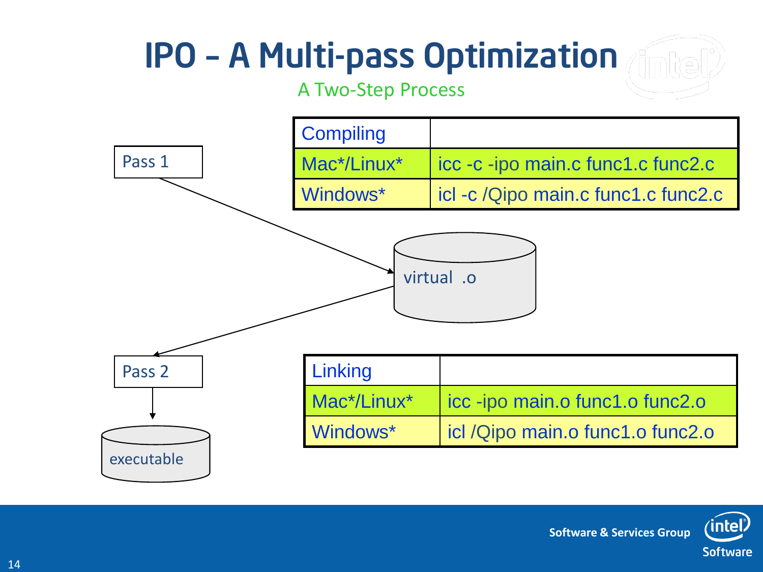# IPO – A Multi-pass Optimization

A Two-Step Process

Pass 1 → virtual .o → Pass 2 → executable

| Compiling | |
|---|---|
| Mac*/Linux* | icc -c -ipo main.c func1.c func2.c |
| Windows* | icl -c /Qipo main.c func1.c func2.c |

| Linking | |
|---|---|
| Mac*/Linux* | icc -ipo main.o func1.o func2.o |
| Windows* | icl /Qipo main.o func1.o func2.o |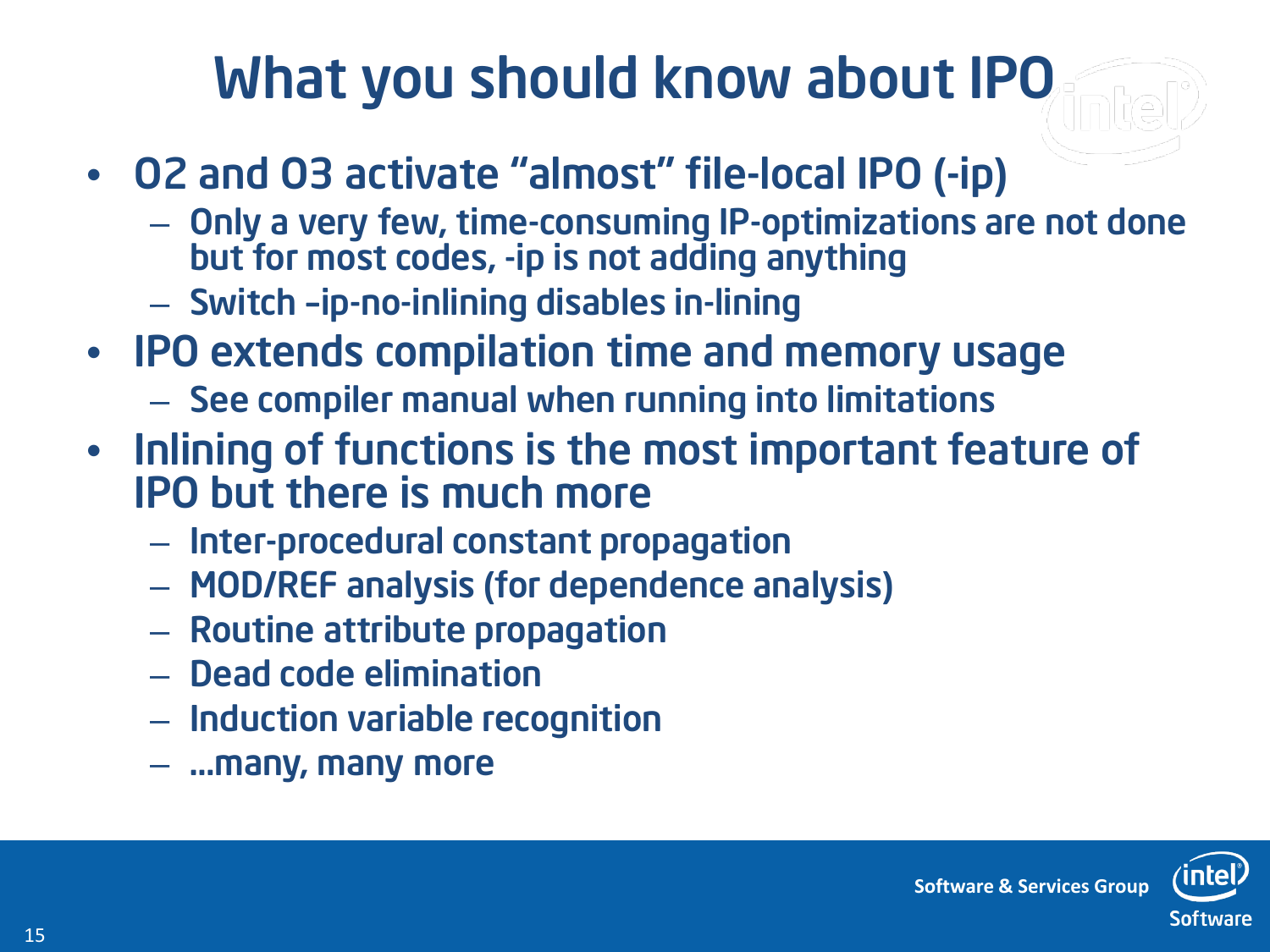# What you should know about IPO

- O2 and O3 activate "almost" file-local IPO (-ip)
  - Only a very few, time-consuming IP-optimizations are not done but for most codes, -ip is not adding anything
  - Switch –ip-no-inlining disables in-lining
- IPO extends compilation time and memory usage
  - See compiler manual when running into limitations
- Inlining of functions is the most important feature of IPO but there is much more
  - Inter-procedural constant propagation
  - MOD/REF analysis (for dependence analysis)
  - Routine attribute propagation
  - Dead code elimination
  - Induction variable recognition
  - …many, many more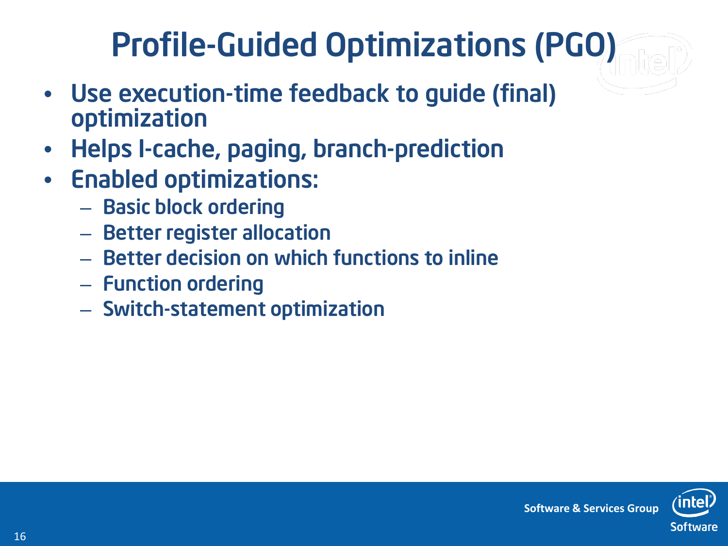# Profile-Guided Optimizations (PGO)

- Use execution-time feedback to guide (final) optimization
- Helps I-cache, paging, branch-prediction
- Enabled optimizations:
  - Basic block ordering
  - Better register allocation
  - Better decision on which functions to inline
  - Function ordering
  - Switch-statement optimization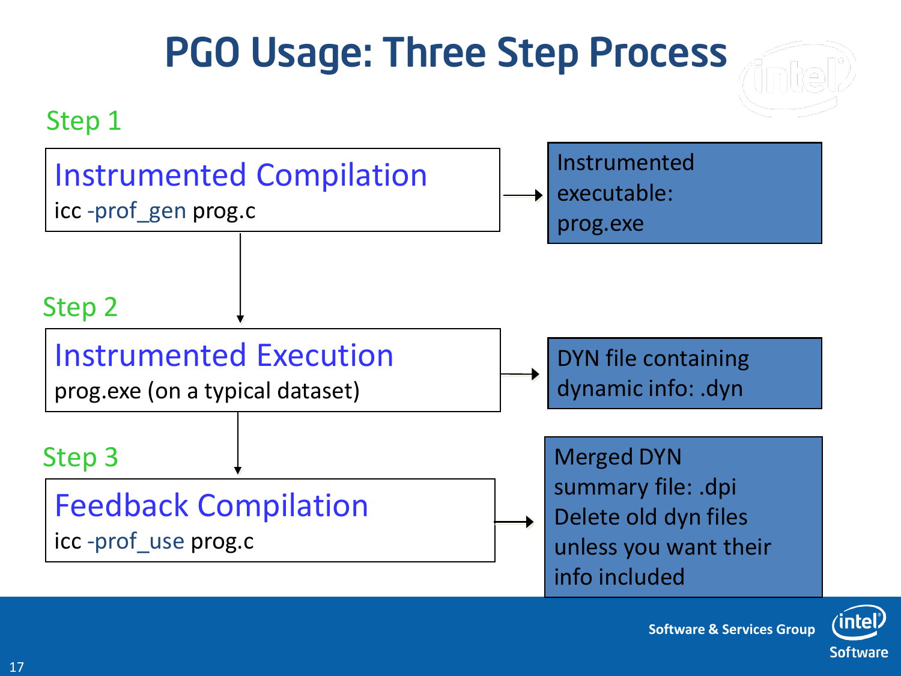# PGO Usage: Three Step Process

**Step 1**

**Instrumented Compilation**

```
icc -prof_gen prog.c
```

→ Instrumented executable: prog.exe

**Step 2**

**Instrumented Execution**

prog.exe (on a typical dataset)

→ DYN file containing dynamic info: .dyn

**Step 3**

**Feedback Compilation**

```
icc -prof_use prog.c
```

→ Merged DYN summary file: .dpi
Delete old dyn files unless you want their info included

Software & Services Group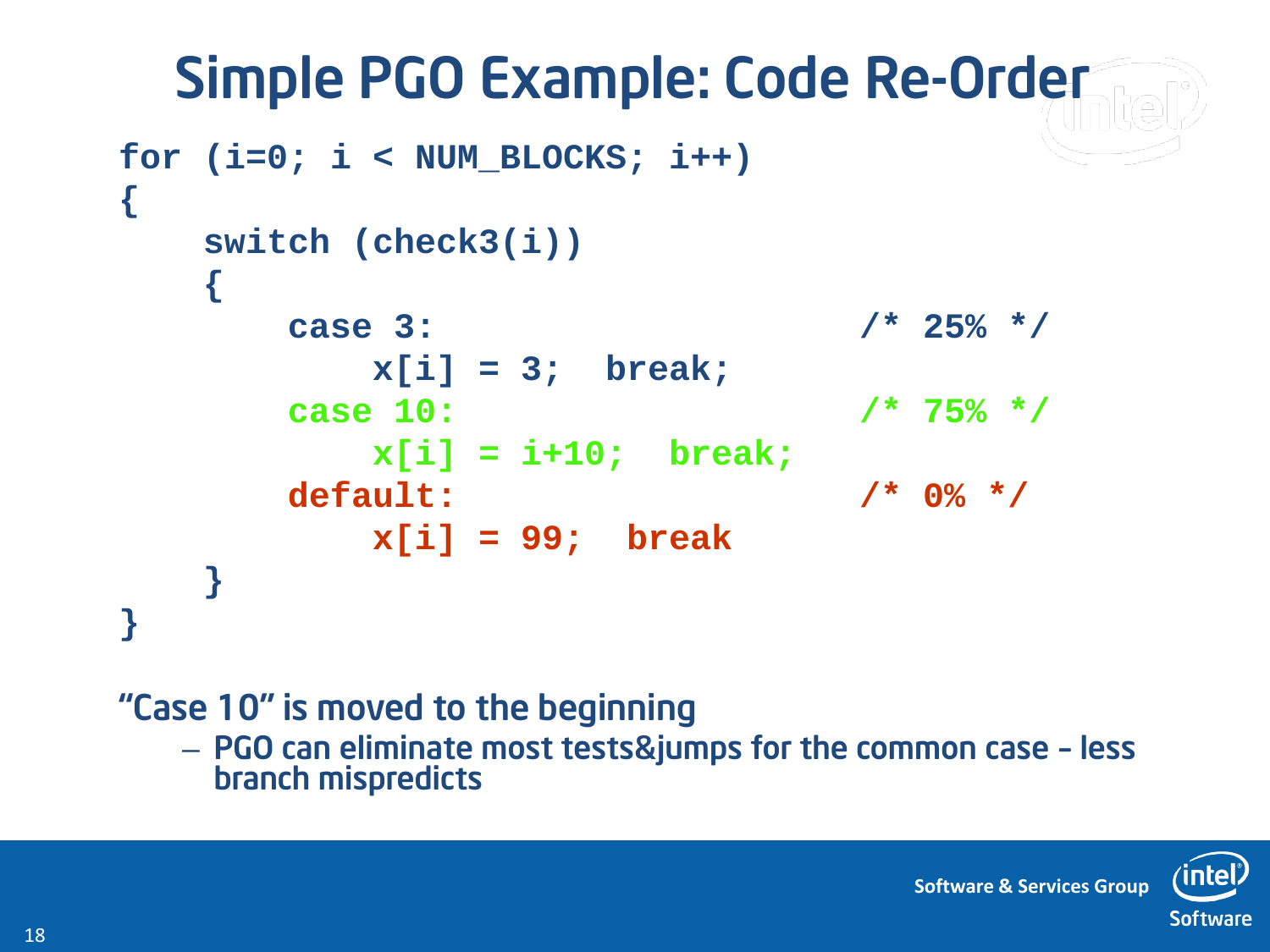# Simple PGO Example: Code Re-Order

```
for (i=0; i < NUM_BLOCKS; i++)
{
    switch (check3(i))
    {
        case 3:                             /* 25% */
            x[i] = 3;  break;
        case 10:                            /* 75% */
            x[i] = i+10;  break;
        default:                            /* 0% */
            x[i] = 99;  break
    }
}
```

"Case 10" is moved to the beginning

- PGO can eliminate most tests&jumps for the common case – less branch mispredicts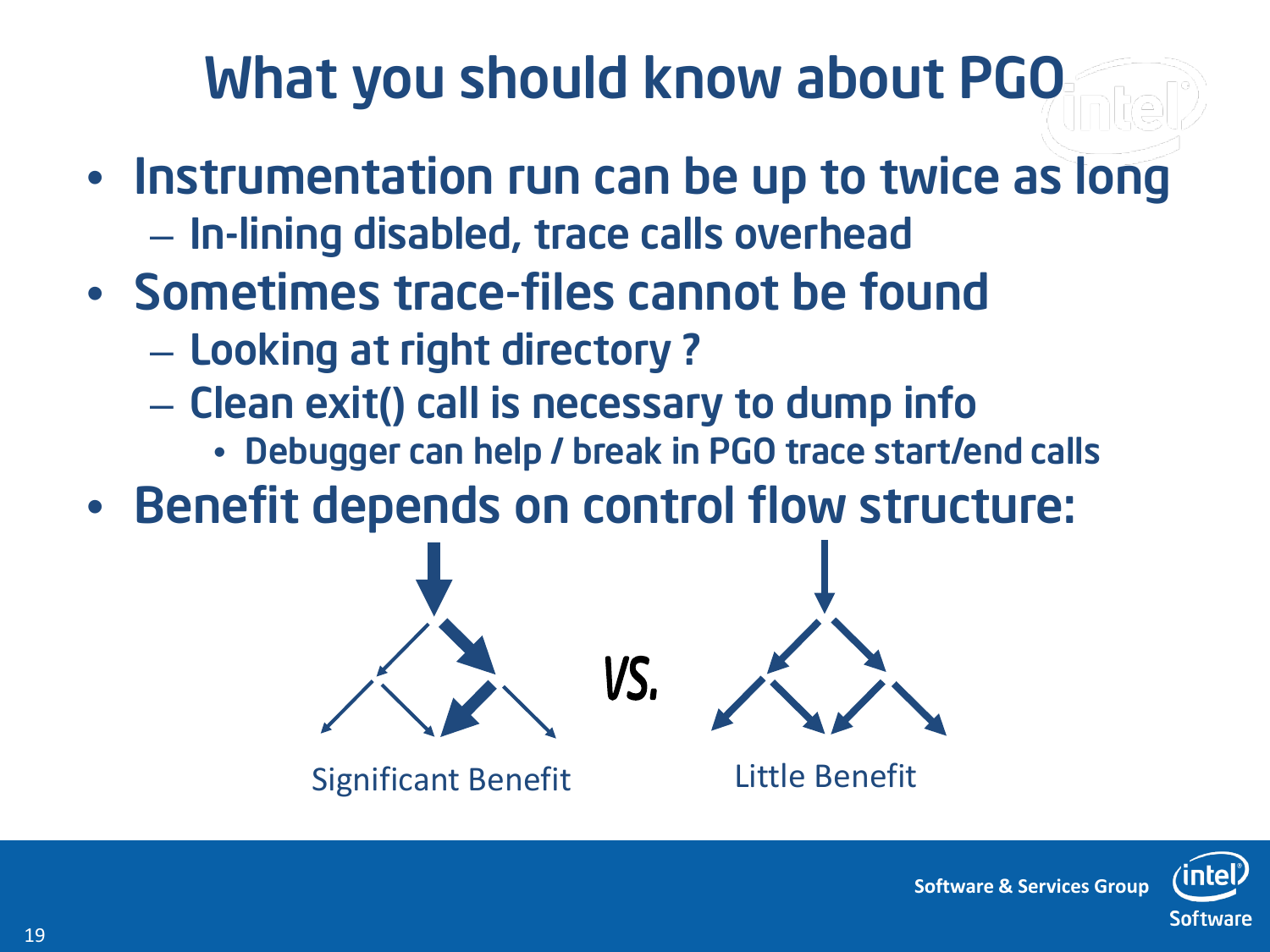# What you should know about PGO

- Instrumentation run can be up to twice as long
  - In-lining disabled, trace calls overhead
- Sometimes trace-files cannot be found
  - Looking at right directory ?
  - Clean exit() call is necessary to dump info
    - Debugger can help / break in PGO trace start/end calls
- Benefit depends on control flow structure:

Significant Benefit *vs.* Little Benefit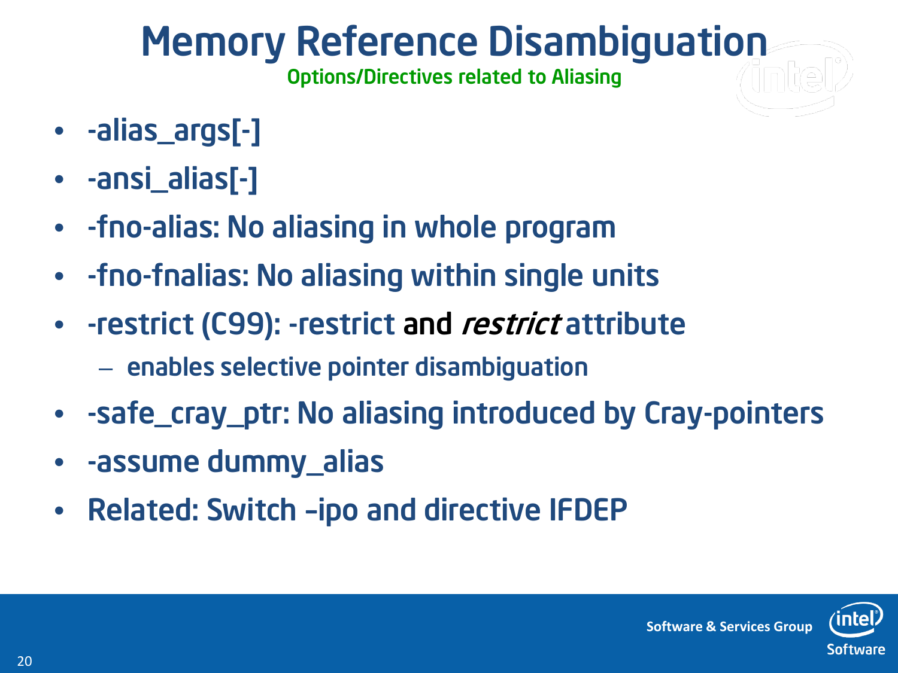# Memory Reference Disambiguation

## Options/Directives related to Aliasing

- -alias_args[-]
- -ansi_alias[-]
- -fno-alias: No aliasing in whole program
- -fno-fnalias: No aliasing within single units
- -restrict (C99): -restrict and *restrict* attribute
  - enables selective pointer disambiguation
- -safe_cray_ptr: No aliasing introduced by Cray-pointers
- -assume dummy_alias
- Related: Switch –ipo and directive IFDEP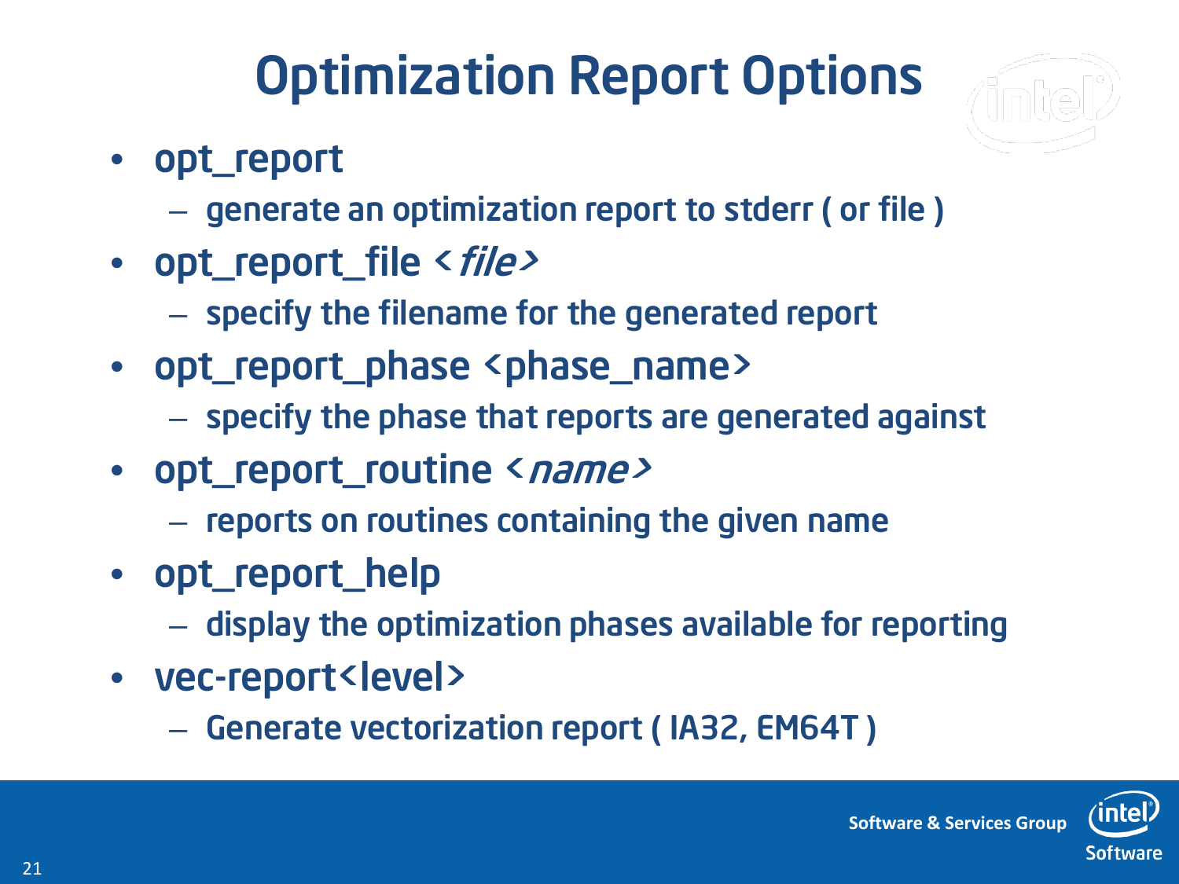# Optimization Report Options

- opt_report
  - generate an optimization report to stderr ( or file )
- opt_report_file <*file*>
  - specify the filename for the generated report
- opt_report_phase <phase_name>
  - specify the phase that reports are generated against
- opt_report_routine <*name*>
  - reports on routines containing the given name
- opt_report_help
  - display the optimization phases available for reporting
- vec-report<level>
  - Generate vectorization report ( IA32, EM64T )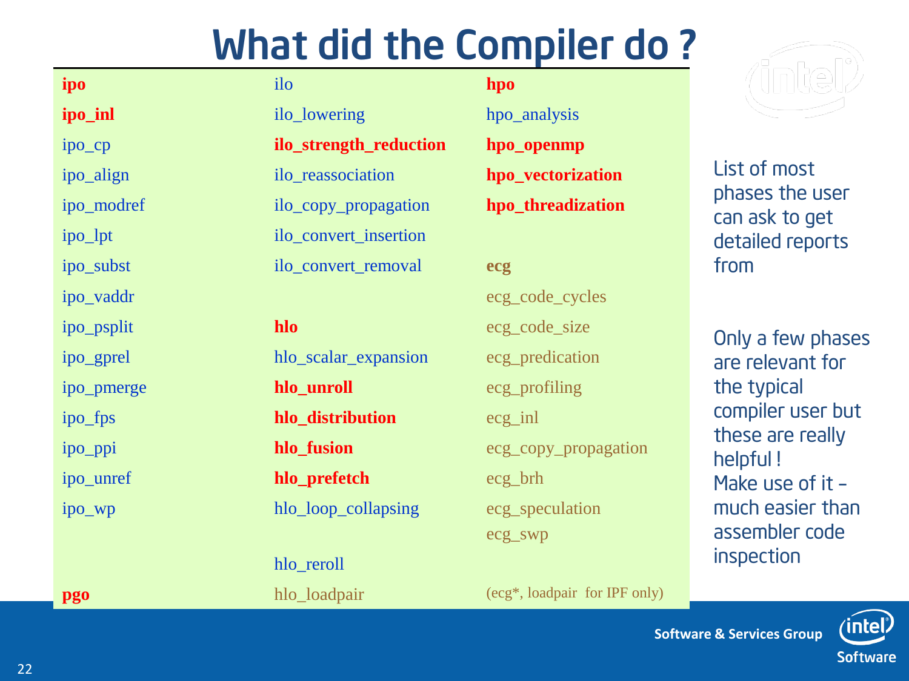# What did the Compiler do ?

| | | |
|---|---|---|
| **ipo** | ilo | **hpo** |
| **ipo_inl** | ilo_lowering | hpo_analysis |
| ipo_cp | **ilo_strength_reduction** | **hpo_openmp** |
| ipo_align | ilo_reassociation | **hpo_vectorization** |
| ipo_modref | ilo_copy_propagation | **hpo_threadization** |
| ipo_lpt | ilo_convert_insertion | |
| ipo_subst | ilo_convert_removal | **ecg** |
| ipo_vaddr | | ecg_code_cycles |
| ipo_psplit | **hlo** | ecg_code_size |
| ipo_gprel | hlo_scalar_expansion | ecg_predication |
| ipo_pmerge | **hlo_unroll** | ecg_profiling |
| ipo_fps | **hlo_distribution** | ecg_inl |
| ipo_ppi | **hlo_fusion** | ecg_copy_propagation |
| ipo_unref | **hlo_prefetch** | ecg_brh |
| ipo_wp | hlo_loop_collapsing | ecg_speculation |
| | | ecg_swp |
| | hlo_reroll | |
| **pgo** | hlo_loadpair | (ecg*, loadpair for IPF only) |

List of most phases the user can ask to get detailed reports from

Only a few phases are relevant for the typical compiler user but these are really helpful ! Make use of it – much easier than assembler code inspection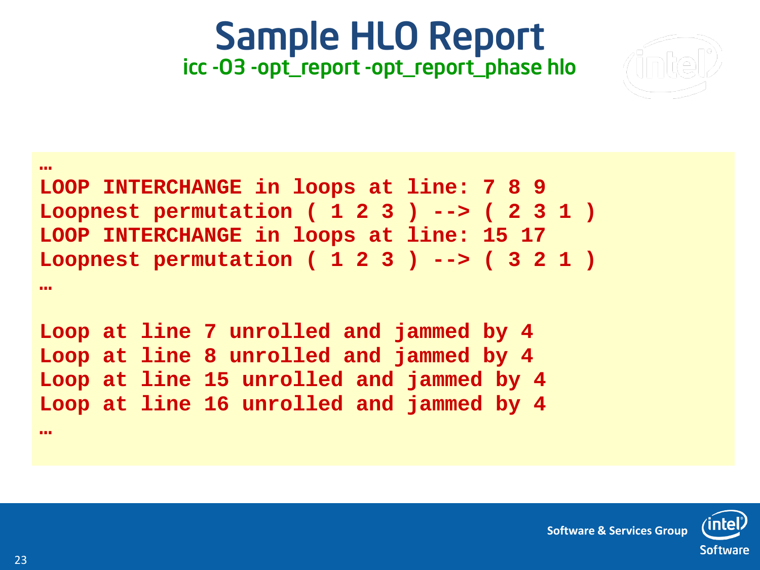# Sample HLO Report

icc -O3 -opt_report -opt_report_phase hlo

```
…
LOOP INTERCHANGE in loops at line: 7 8 9
Loopnest permutation ( 1 2 3 ) --> ( 2 3 1 )
LOOP INTERCHANGE in loops at line: 15 17
Loopnest permutation ( 1 2 3 ) --> ( 3 2 1 )
…

Loop at line 7 unrolled and jammed by 4
Loop at line 8 unrolled and jammed by 4
Loop at line 15 unrolled and jammed by 4
Loop at line 16 unrolled and jammed by 4
…
```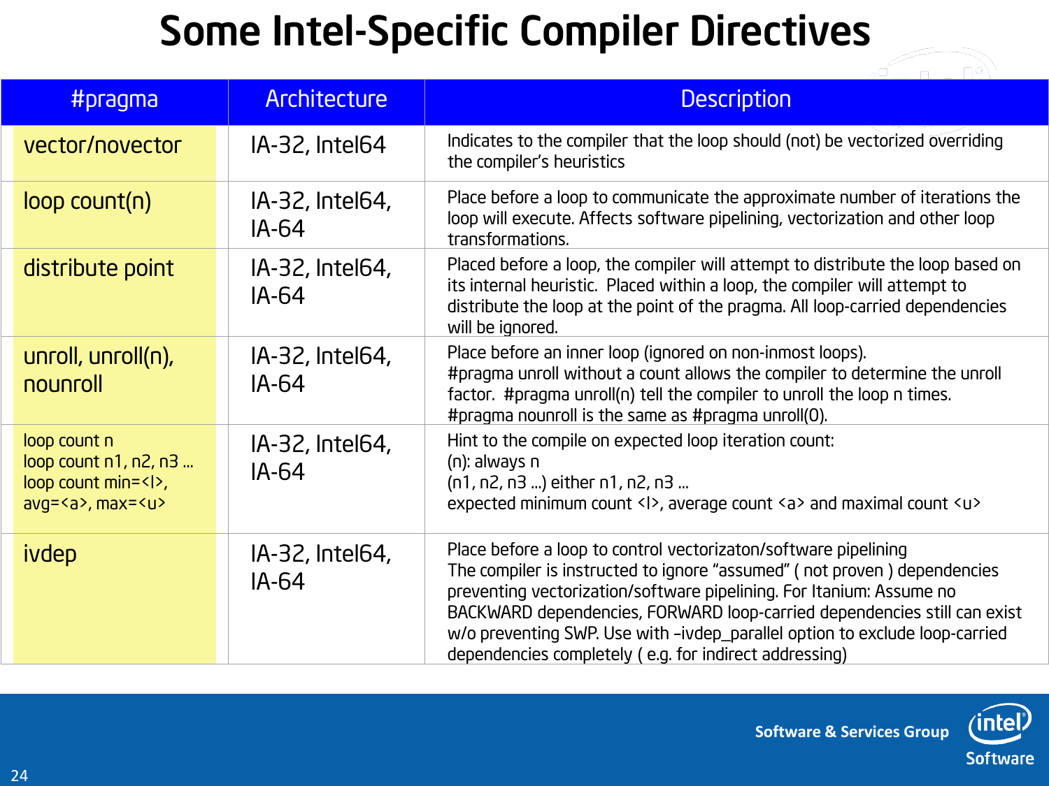# Some Intel-Specific Compiler Directives

| #pragma | Architecture | Description |
|---|---|---|
| vector/novector | IA-32, Intel64 | Indicates to the compiler that the loop should (not) be vectorized overriding the compiler's heuristics |
| loop count(n) | IA-32, Intel64, IA-64 | Place before a loop to communicate the approximate number of iterations the loop will execute. Affects software pipelining, vectorization and other loop transformations. |
| distribute point | IA-32, Intel64, IA-64 | Placed before a loop, the compiler will attempt to distribute the loop based on its internal heuristic. Placed within a loop, the compiler will attempt to distribute the loop at the point of the pragma. All loop-carried dependencies will be ignored. |
| unroll, unroll(n), nounroll | IA-32, Intel64, IA-64 | Place before an inner loop (ignored on non-inmost loops).<br>#pragma unroll without a count allows the compiler to determine the unroll factor. #pragma unroll(n) tell the compiler to unroll the loop n times.<br>#pragma nounroll is the same as #pragma unroll(0). |
| loop count n<br>loop count n1, n2, n3 ...<br>loop count min=<l>, avg=<a>, max=<u> | IA-32, Intel64, IA-64 | Hint to the compile on expected loop iteration count:<br>(n): always n<br>(n1, n2, n3 ...) either n1, n2, n3 ...<br>expected minimum count <l>, average count <a> and maximal count <u> |
| ivdep | IA-32, Intel64, IA-64 | Place before a loop to control vectorizaton/software pipelining<br>The compiler is instructed to ignore "assumed" ( not proven ) dependencies preventing vectorization/software pipelining. For Itanium: Assume no BACKWARD dependencies, FORWARD loop-carried dependencies still can exist w/o preventing SWP. Use with –ivdep_parallel option to exclude loop-carried dependencies completely ( e.g. for indirect addressing) |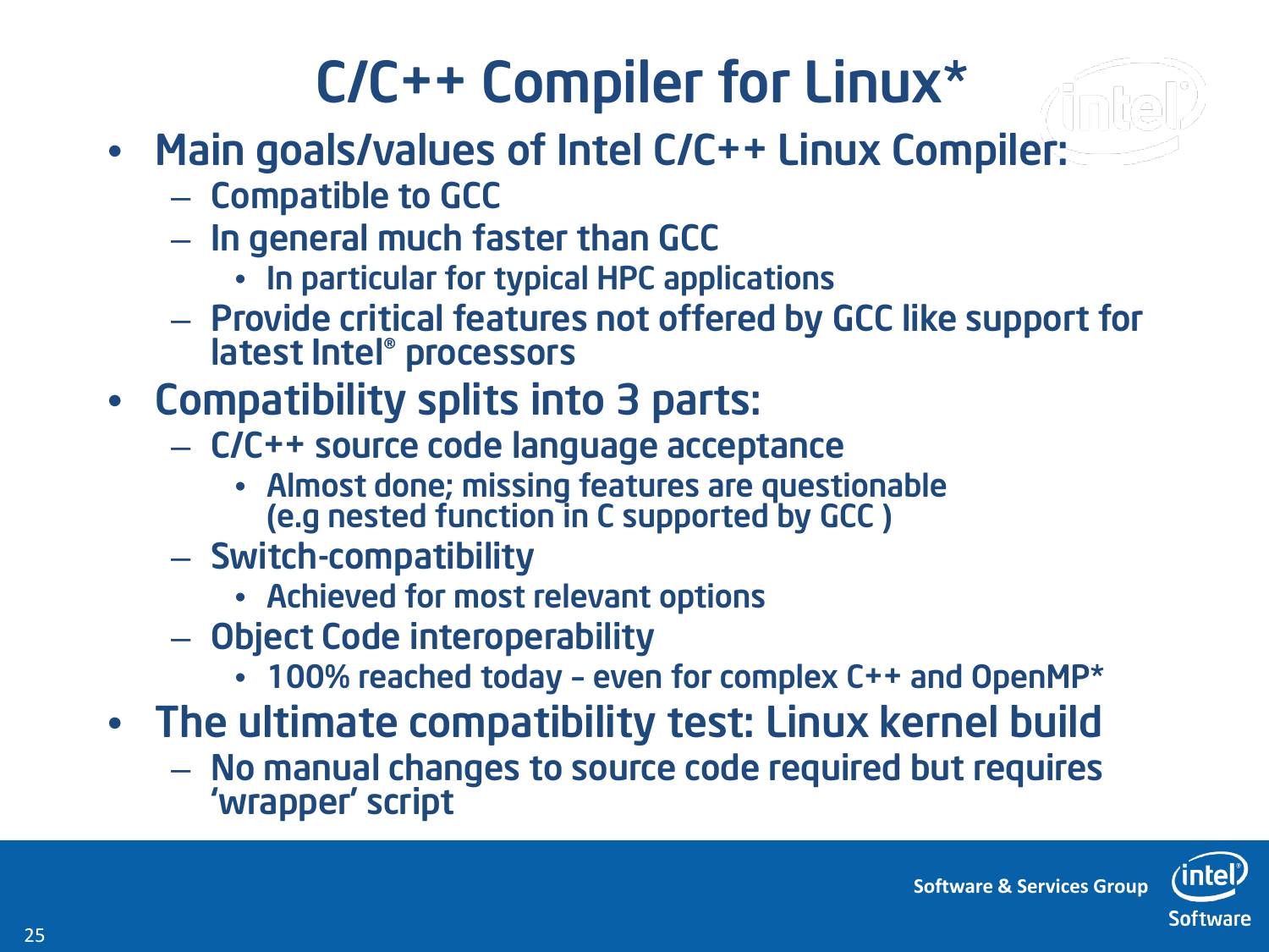# C/C++ Compiler for Linux*

- Main goals/values of Intel C/C++ Linux Compiler:
  - Compatible to GCC
  - In general much faster than GCC
    - In particular for typical HPC applications
  - Provide critical features not offered by GCC like support for latest Intel® processors
- Compatibility splits into 3 parts:
  - C/C++ source code language acceptance
    - Almost done; missing features are questionable (e.g nested function in C supported by GCC )
  - Switch-compatibility
    - Achieved for most relevant options
  - Object Code interoperability
    - 100% reached today – even for complex C++ and OpenMP*
- The ultimate compatibility test: Linux kernel build
  - No manual changes to source code required but requires 'wrapper' script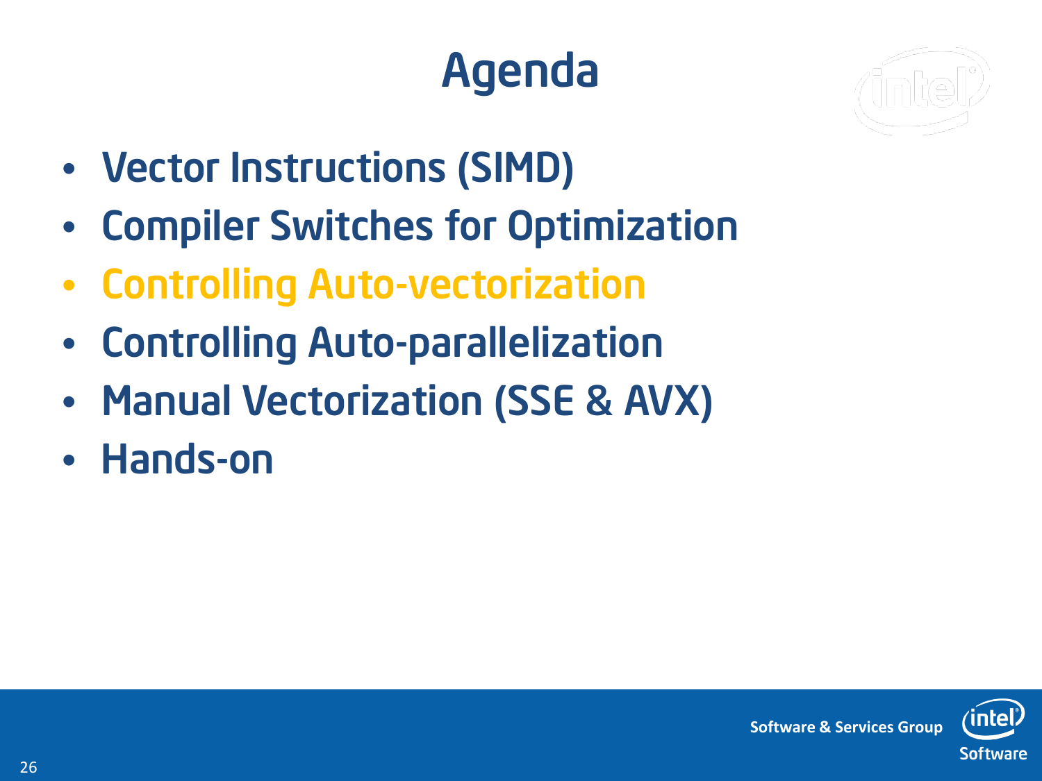# Agenda

- Vector Instructions (SIMD)
- Compiler Switches for Optimization
- Controlling Auto-vectorization
- Controlling Auto-parallelization
- Manual Vectorization (SSE & AVX)
- Hands-on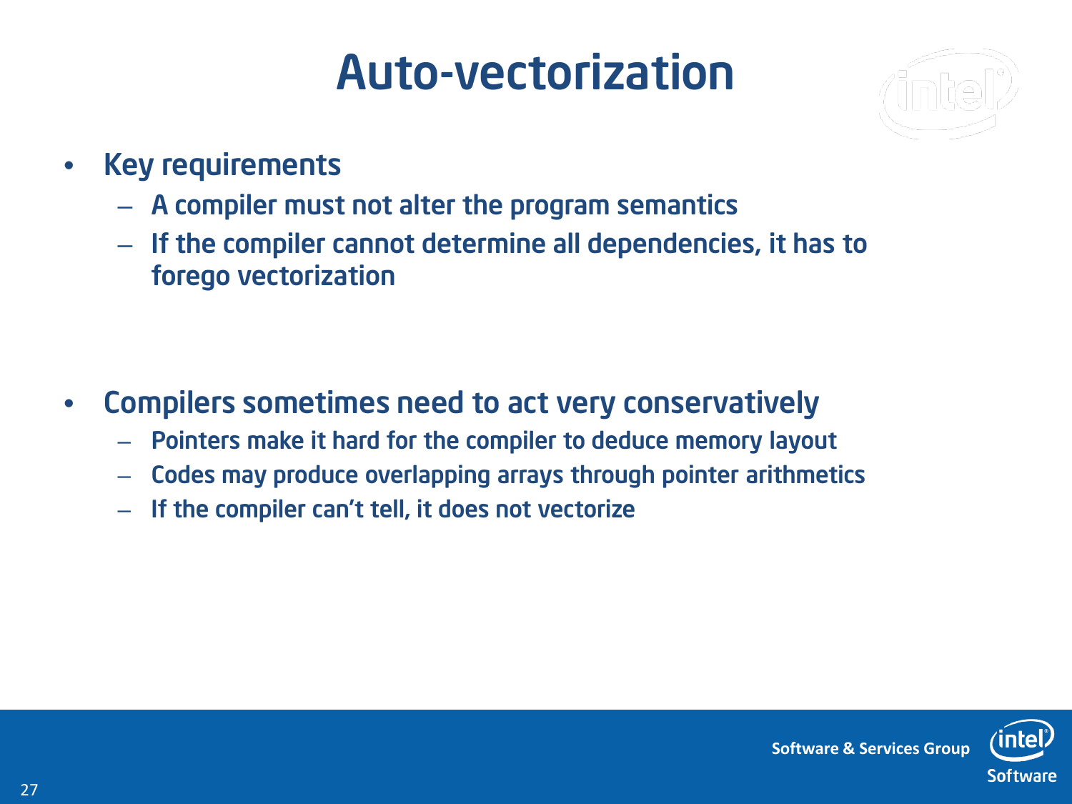# Auto-vectorization

- Key requirements
  - A compiler must not alter the program semantics
  - If the compiler cannot determine all dependencies, it has to forego vectorization

- Compilers sometimes need to act very conservatively
  - Pointers make it hard for the compiler to deduce memory layout
  - Codes may produce overlapping arrays through pointer arithmetics
  - If the compiler can't tell, it does not vectorize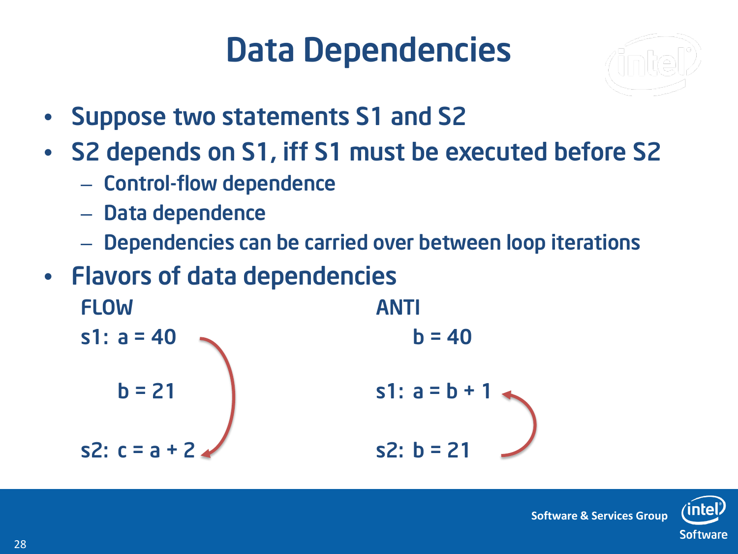# Data Dependencies

- Suppose two statements S1 and S2
- S2 depends on S1, iff S1 must be executed before S2
  - Control-flow dependence
  - Data dependence
  - Dependencies can be carried over between loop iterations
- Flavors of data dependencies

FLOW

```
s1:  a = 40

     b = 21

s2:  c = a + 2
```

ANTI

```
     b = 40

s1:  a = b + 1

s2:  b = 21
```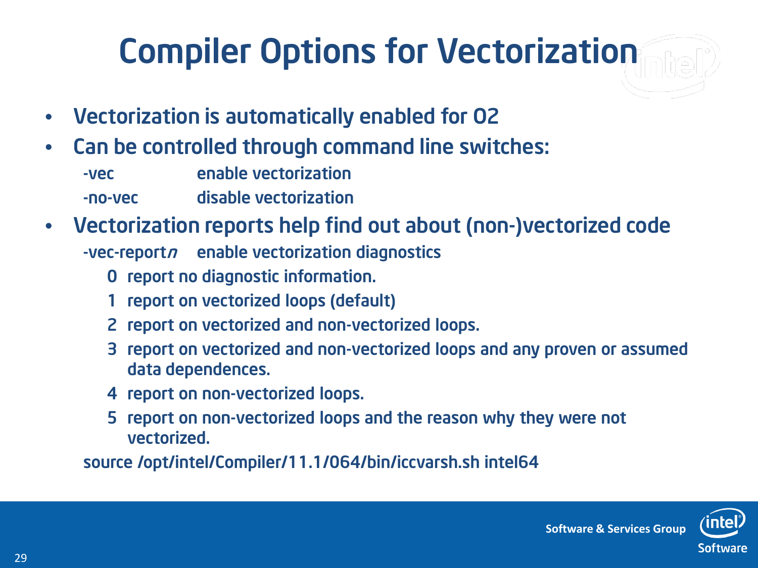# Compiler Options for Vectorization

- Vectorization is automatically enabled for O2
- Can be controlled through command line switches:

  -vec　　　　enable vectorization

  -no-vec　　　disable vectorization

- Vectorization reports help find out about (non-)vectorized code

  -vec-report*n*　　enable vectorization diagnostics

  0 report no diagnostic information.

  1 report on vectorized loops (default)

  2 report on vectorized and non-vectorized loops.

  3 report on vectorized and non-vectorized loops and any proven or assumed data dependences.

  4 report on non-vectorized loops.

  5 report on non-vectorized loops and the reason why they were not vectorized.

  source /opt/intel/Compiler/11.1/064/bin/iccvarsh.sh intel64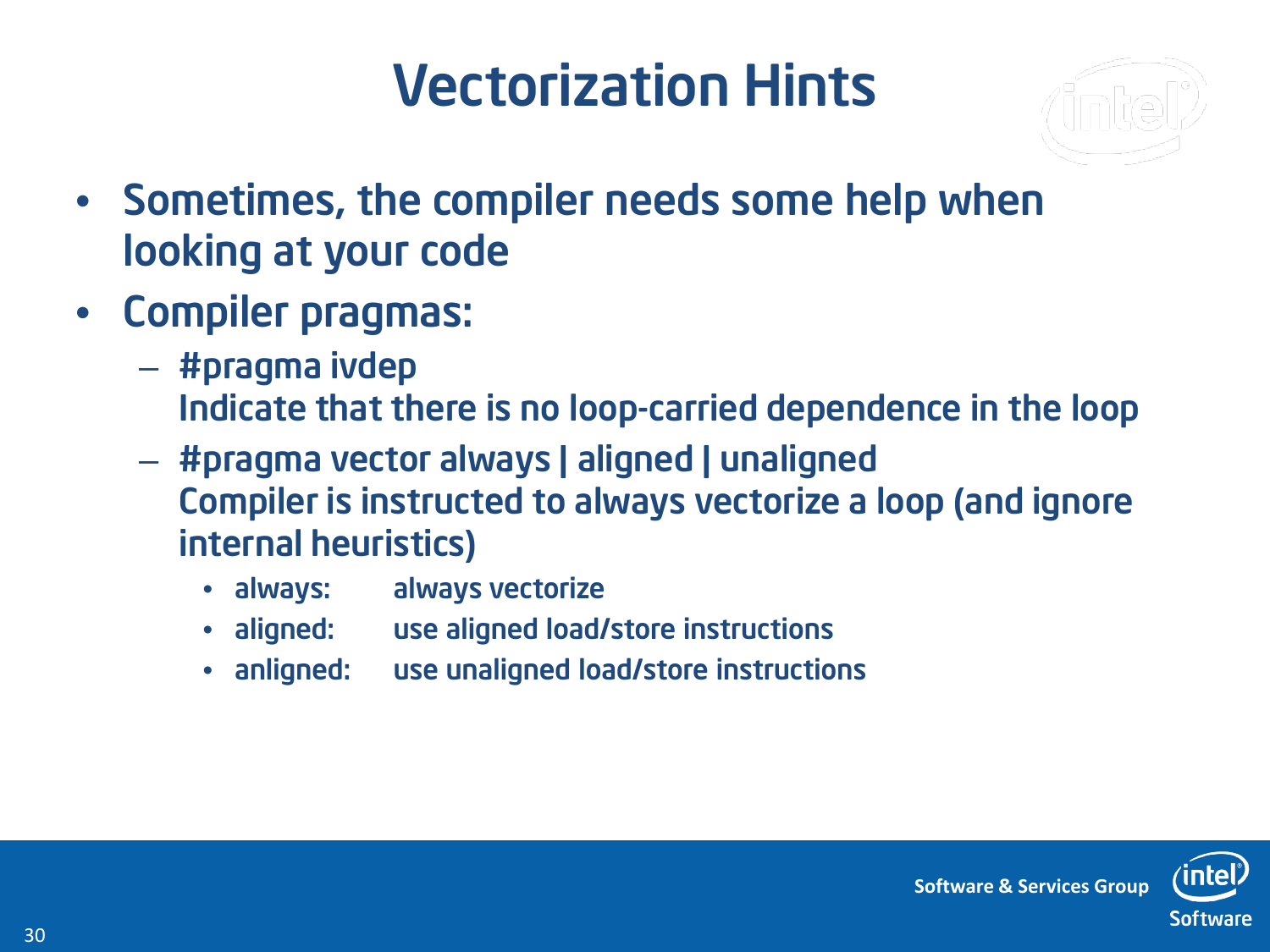# Vectorization Hints

- Sometimes, the compiler needs some help when looking at your code
- Compiler pragmas:
  - #pragma ivdep
    Indicate that there is no loop-carried dependence in the loop
  - #pragma vector always | aligned | unaligned
    Compiler is instructed to always vectorize a loop (and ignore internal heuristics)
    - always: always vectorize
    - aligned: use aligned load/store instructions
    - anligned: use unaligned load/store instructions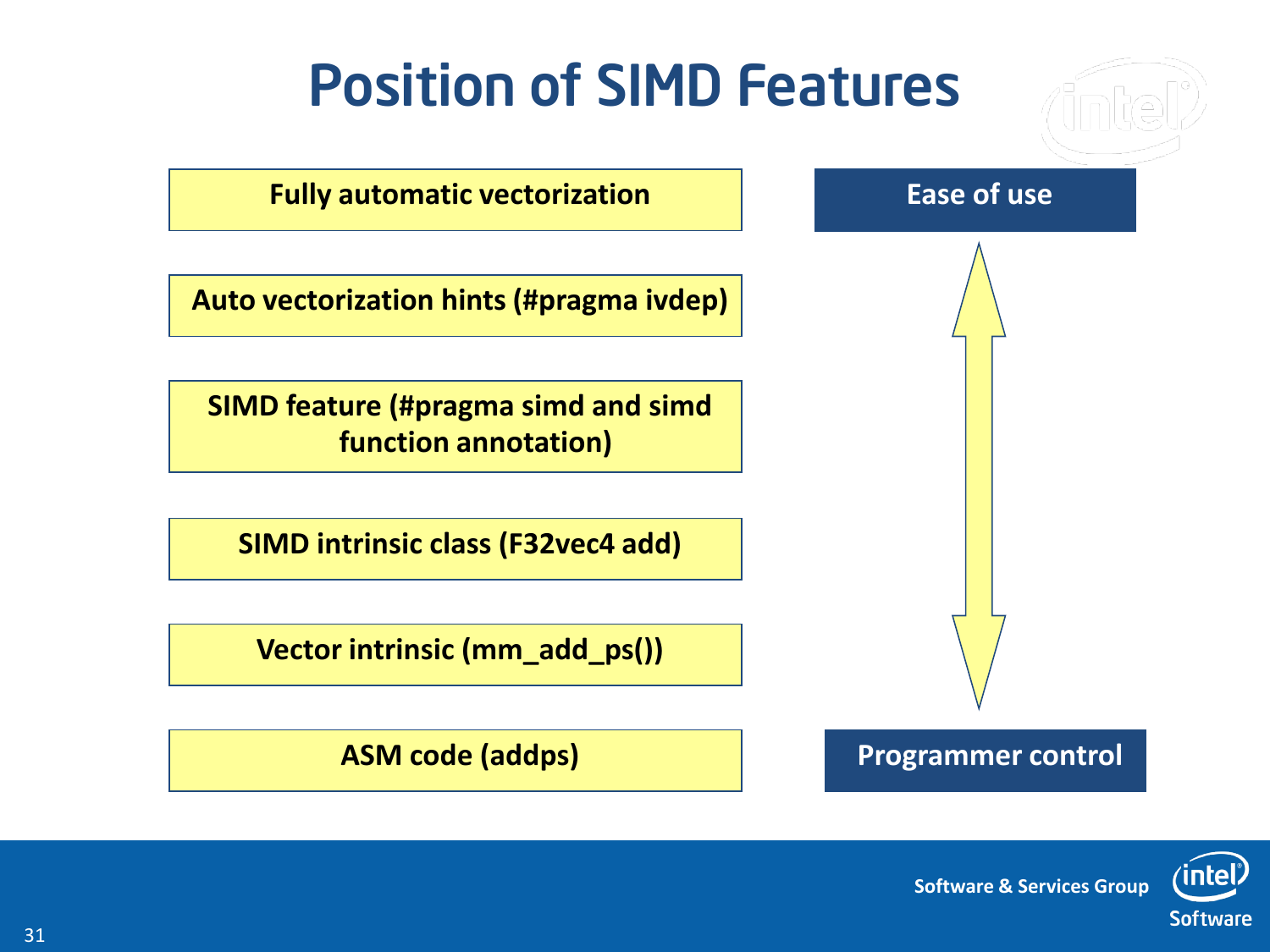# Position of SIMD Features

- Fully automatic vectorization
- Auto vectorization hints (#pragma ivdep)
- SIMD feature (#pragma simd and simd function annotation)
- SIMD intrinsic class (F32vec4 add)
- Vector intrinsic (mm_add_ps())
- ASM code (addps)

Ease of use

Programmer control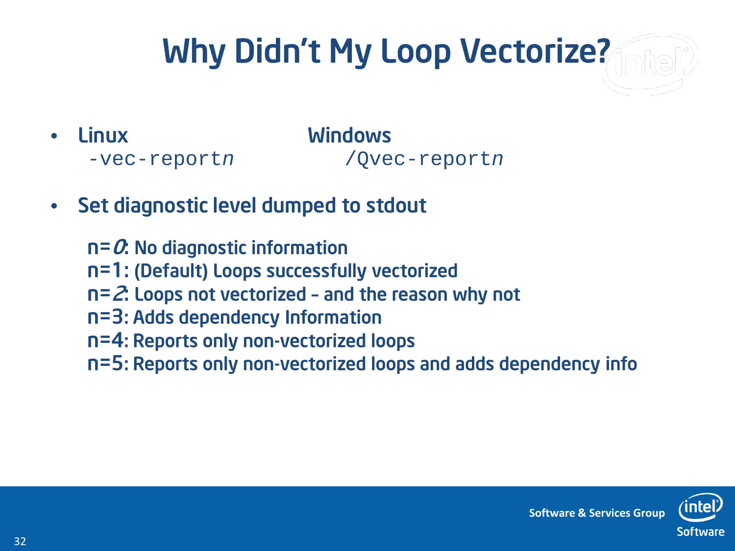# Why Didn't My Loop Vectorize?

- **Linux** `-vec-report`*n* &nbsp;&nbsp;&nbsp;&nbsp; **Windows** `/Qvec-report`*n*

- Set diagnostic level dumped to stdout

  n=*0*: No diagnostic information
  n=1: (Default) Loops successfully vectorized
  n=*2*: Loops not vectorized – and the reason why not
  n=3: Adds dependency Information
  n=4: Reports only non-vectorized loops
  n=5: Reports only non-vectorized loops and adds dependency info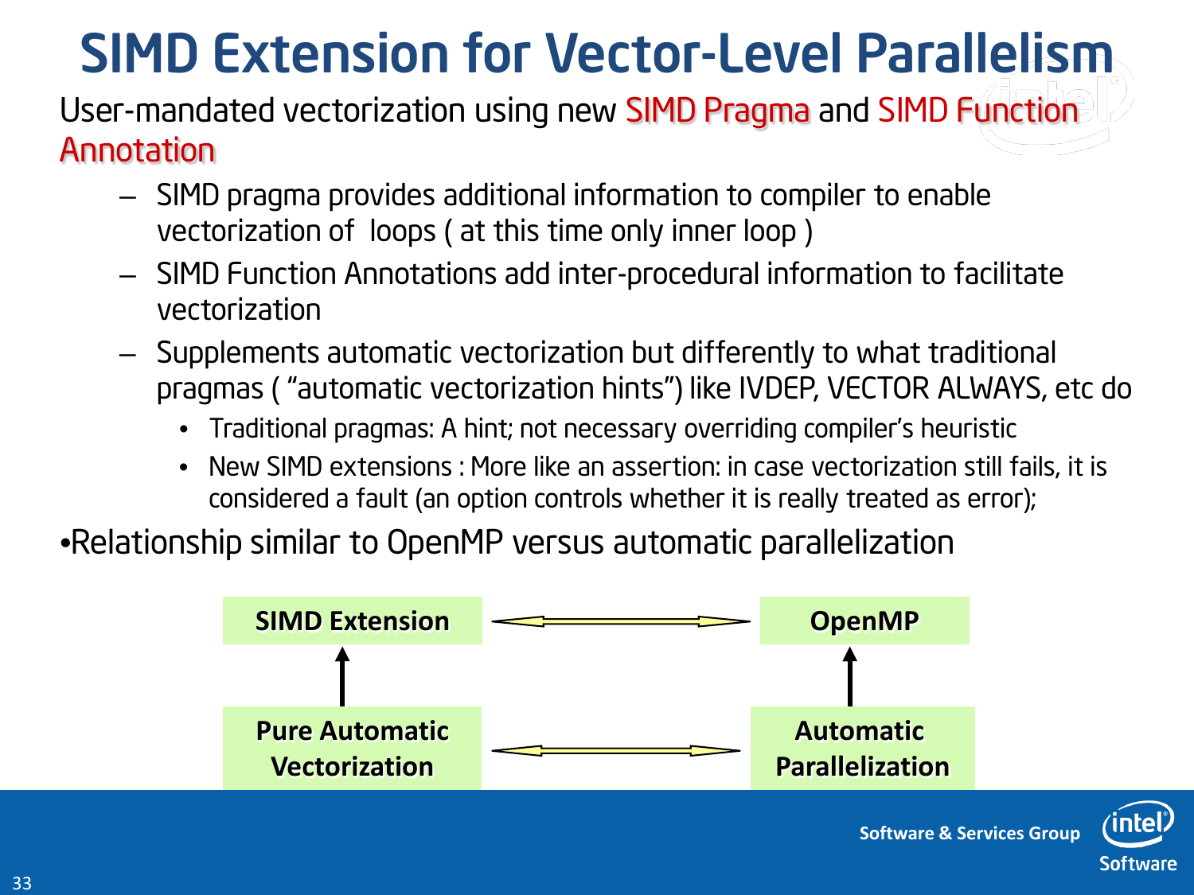# SIMD Extension for Vector-Level Parallelism

User-mandated vectorization using new SIMD Pragma and SIMD Function Annotation

- SIMD pragma provides additional information to compiler to enable vectorization of loops ( at this time only inner loop )
- SIMD Function Annotations add inter-procedural information to facilitate vectorization
- Supplements automatic vectorization but differently to what traditional pragmas ( "automatic vectorization hints") like IVDEP, VECTOR ALWAYS, etc do
  - Traditional pragmas: A hint; not necessary overriding compiler's heuristic
  - New SIMD extensions : More like an assertion: in case vectorization still fails, it is considered a fault (an option controls whether it is really treated as error);

- Relationship similar to OpenMP versus automatic parallelization

| | | |
|---|---|---|
| **SIMD Extension** | ⟷ | **OpenMP** |
| ↑ | | ↑ |
| **Pure Automatic Vectorization** | ⟷ | **Automatic Parallelization** |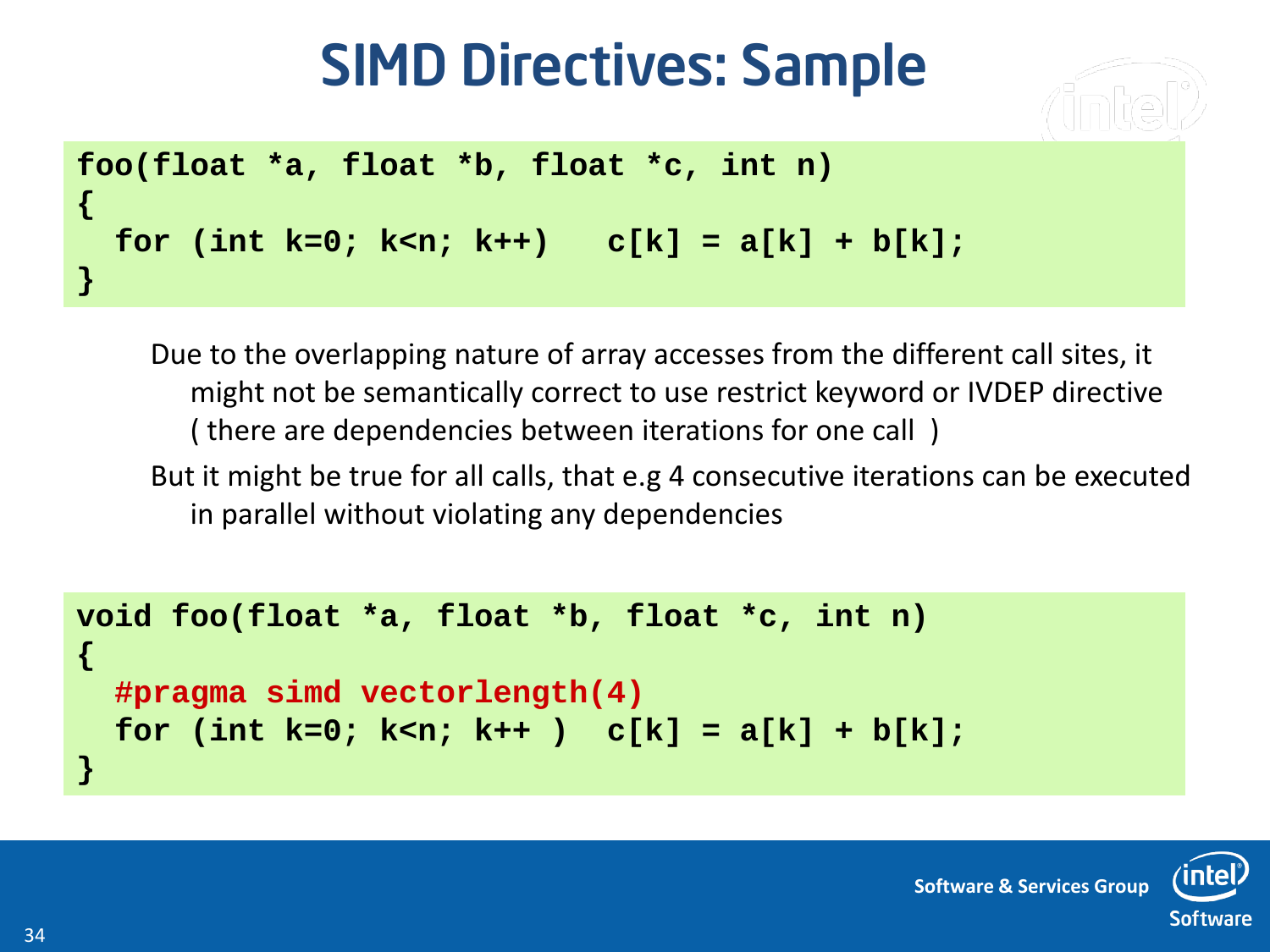# SIMD Directives: Sample

```
foo(float *a, float *b, float *c, int n)
{
  for (int k=0; k<n; k++)   c[k] = a[k] + b[k];
}
```

Due to the overlapping nature of array accesses from the different call sites, it might not be semantically correct to use restrict keyword or IVDEP directive ( there are dependencies between iterations for one call )

But it might be true for all calls, that e.g 4 consecutive iterations can be executed in parallel without violating any dependencies

```
void foo(float *a, float *b, float *c, int n)
{
  #pragma simd vectorlength(4)
  for (int k=0; k<n; k++ )  c[k] = a[k] + b[k];
}
```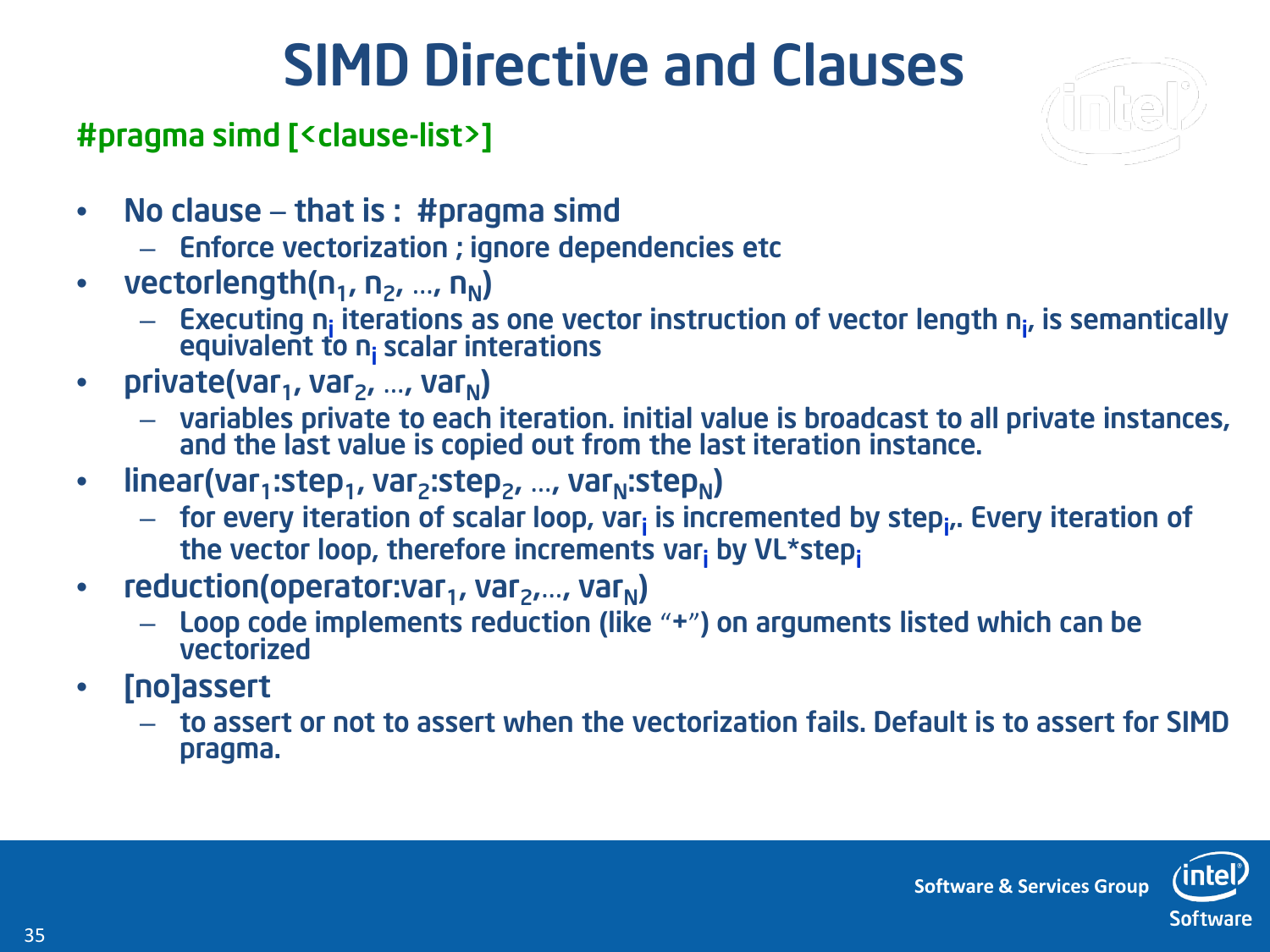# SIMD Directive and Clauses

**#pragma simd [<clause-list>]**

- No clause – that is : #pragma simd
  - Enforce vectorization ; ignore dependencies etc
- vectorlength($n_1$, $n_2$, …, $n_N$)
  - Executing $n_i$ iterations as one vector instruction of vector length $n_i$, is semantically equivalent to $n_i$ scalar interations
- private($var_1$, $var_2$, …, $var_N$)
  - variables private to each iteration. initial value is broadcast to all private instances, and the last value is copied out from the last iteration instance.
- linear($var_1$:$step_1$, $var_2$:$step_2$, …, $var_N$:$step_N$)
  - for every iteration of scalar loop, $var_i$ is incremented by $step_i$,. Every iteration of the vector loop, therefore increments $var_i$ by VL*$step_i$
- reduction(operator:$var_1$, $var_2$,…, $var_N$)
  - Loop code implements reduction (like "+") on arguments listed which can be vectorized
- [no]assert
  - to assert or not to assert when the vectorization fails. Default is to assert for SIMD pragma.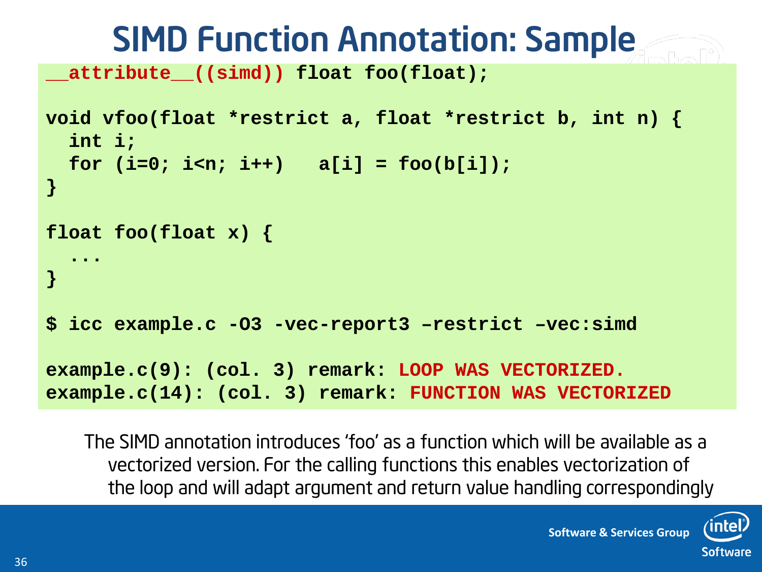# SIMD Function Annotation: Sample

```
__attribute__((simd)) float foo(float);

void vfoo(float *restrict a, float *restrict b, int n) {
  int i;
  for (i=0; i<n; i++)   a[i] = foo(b[i]);
}

float foo(float x) {
  ...
}

$ icc example.c -O3 -vec-report3 –restrict –vec:simd

example.c(9): (col. 3) remark: LOOP WAS VECTORIZED.
example.c(14): (col. 3) remark: FUNCTION WAS VECTORIZED
```

The SIMD annotation introduces 'foo' as a function which will be available as a vectorized version. For the calling functions this enables vectorization of the loop and will adapt argument and return value handling correspondingly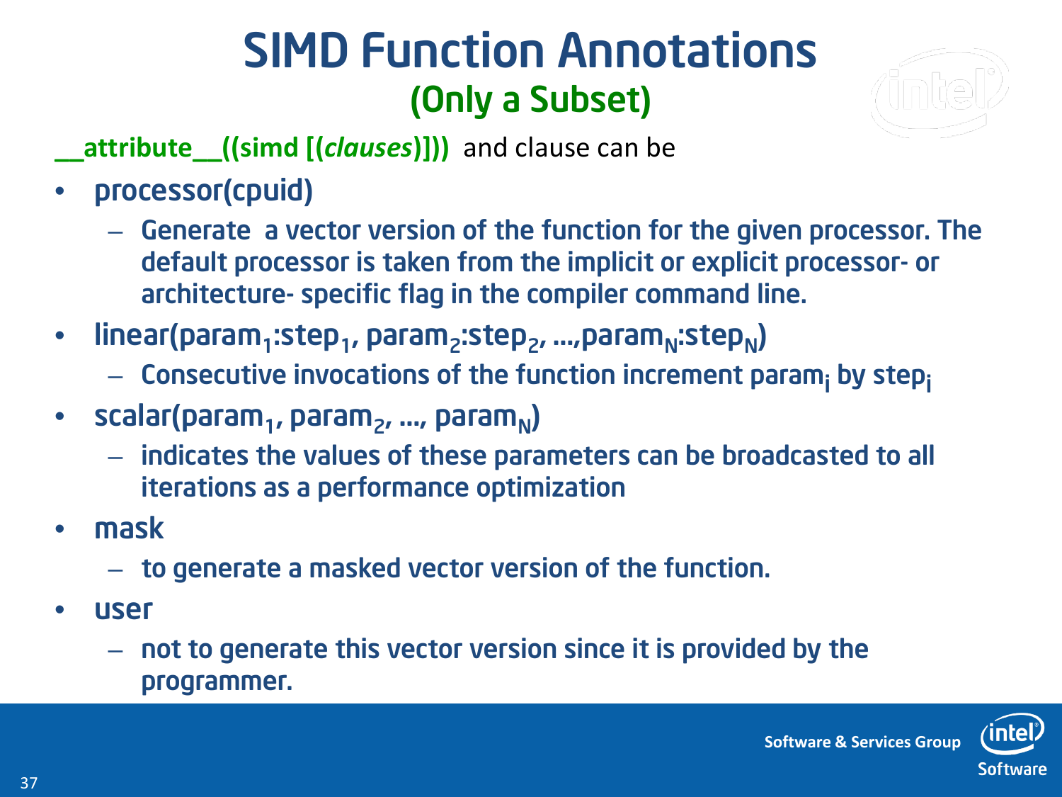# SIMD Function Annotations

## (Only a Subset)

**__attribute__((simd [(*clauses*)]))** and clause can be

- processor(cpuid)
  - Generate a vector version of the function for the given processor. The default processor is taken from the implicit or explicit processor- or architecture- specific flag in the compiler command line.
- linear($param_1$:$step_1$, $param_2$:$step_2$, …,$param_N$:$step_N$)
  - Consecutive invocations of the function increment $param_i$ by $step_i$
- scalar($param_1$, $param_2$, …, $param_N$)
  - indicates the values of these parameters can be broadcasted to all iterations as a performance optimization
- mask
  - to generate a masked vector version of the function.
- user
  - not to generate this vector version since it is provided by the programmer.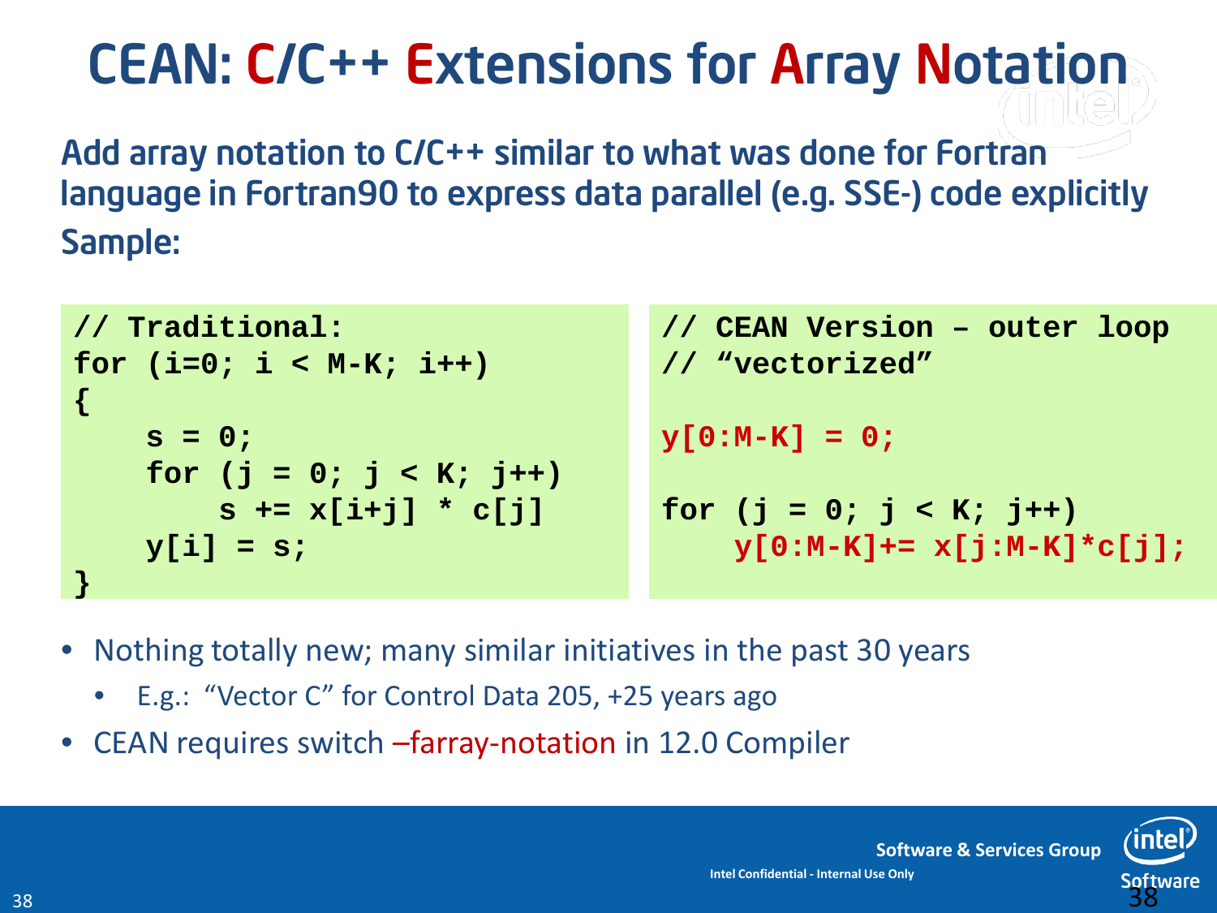# CEAN: C/C++ Extensions for Array Notation

Add array notation to C/C++ similar to what was done for Fortran language in Fortran90 to express data parallel (e.g. SSE-) code explicitly

Sample:

```
// Traditional:
for (i=0; i < M-K; i++)
{
    s = 0;
    for (j = 0; j < K; j++)
        s += x[i+j] * c[j]
    y[i] = s;
}
```

```
// CEAN Version – outer loop
// "vectorized"

y[0:M-K] = 0;

for (j = 0; j < K; j++)
    y[0:M-K]+= x[j:M-K]*c[j];
```

- Nothing totally new; many similar initiatives in the past 30 years
  - E.g.: "Vector C" for Control Data 205, +25 years ago
- CEAN requires switch –farray-notation in 12.0 Compiler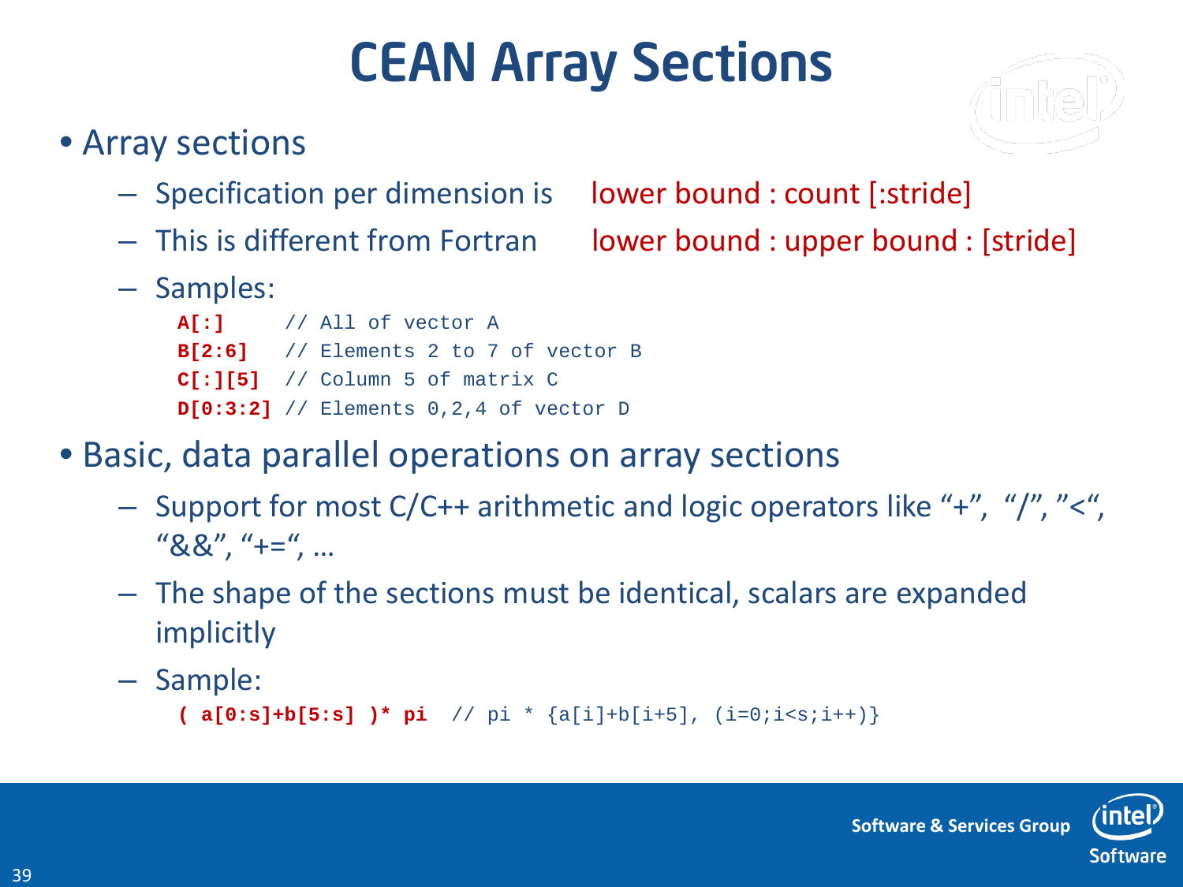# CEAN Array Sections

- Array sections
  - Specification per dimension is lower bound : count [:stride]
  - This is different from Fortran lower bound : upper bound : [stride]
  - Samples:

```
A[:]      // All of vector A
B[2:6]    // Elements 2 to 7 of vector B
C[:][5]   // Column 5 of matrix C
D[0:3:2]  // Elements 0,2,4 of vector D
```

- Basic, data parallel operations on array sections
  - Support for most C/C++ arithmetic and logic operators like "+", "/", "<", "&&", "+=", …
  - The shape of the sections must be identical, scalars are expanded implicitly
  - Sample:

```
( a[0:s]+b[5:s] )* pi  // pi * {a[i]+b[i+5], (i=0;i<s;i++)}
```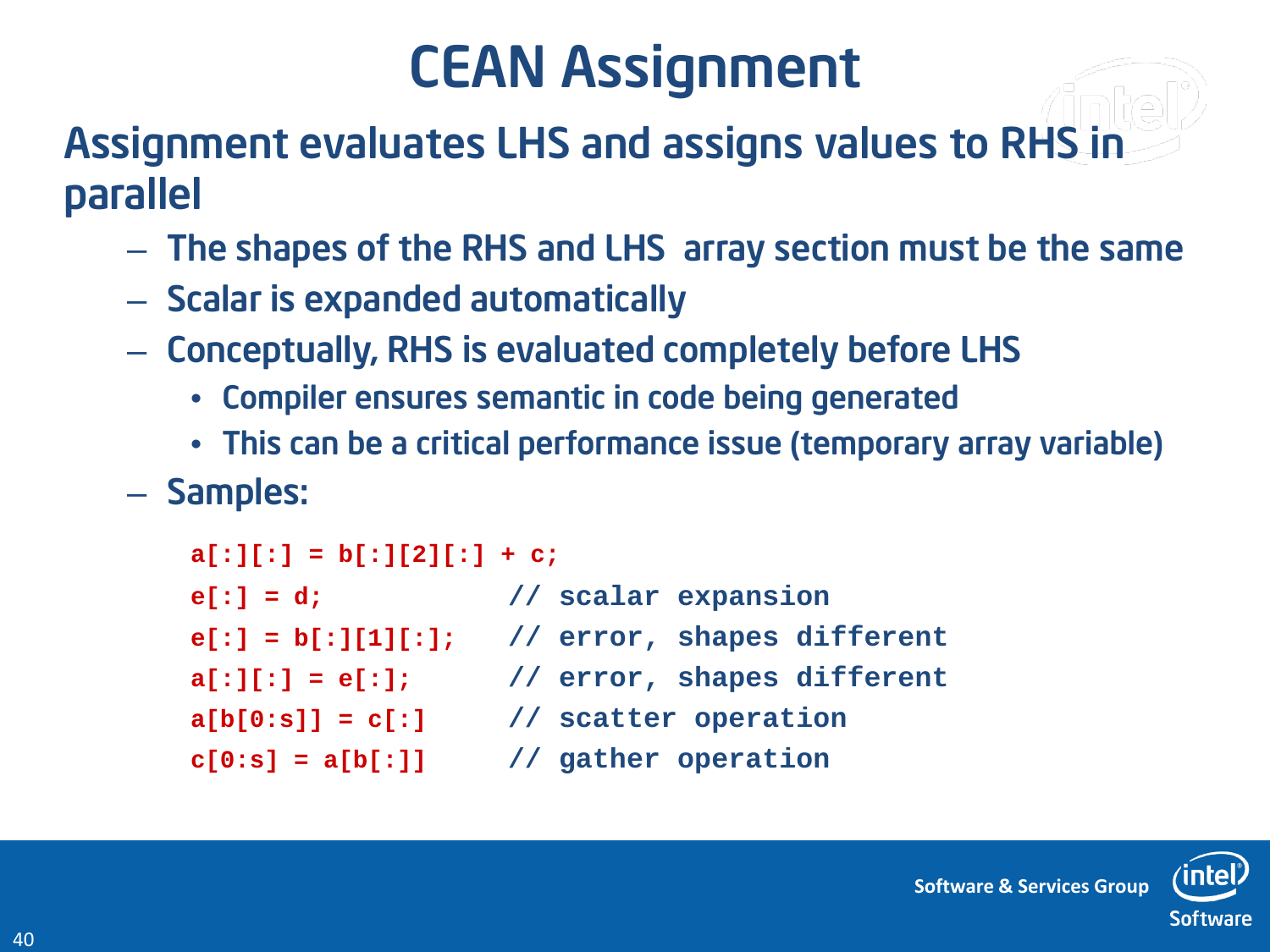# CEAN Assignment

## Assignment evaluates LHS and assigns values to RHS in parallel

- The shapes of the RHS and LHS array section must be the same
- Scalar is expanded automatically
- Conceptually, RHS is evaluated completely before LHS
  - Compiler ensures semantic in code being generated
  - This can be a critical performance issue (temporary array variable)
- Samples:

```
a[:][:] = b[:][2][:] + c;
e[:] = d;            // scalar expansion
e[:] = b[:][1][:];   // error, shapes different
a[:][:] = e[:];      // error, shapes different
a[b[0:s]] = c[:]     // scatter operation
c[0:s] = a[b[:]]     // gather operation
```

Software & Services Group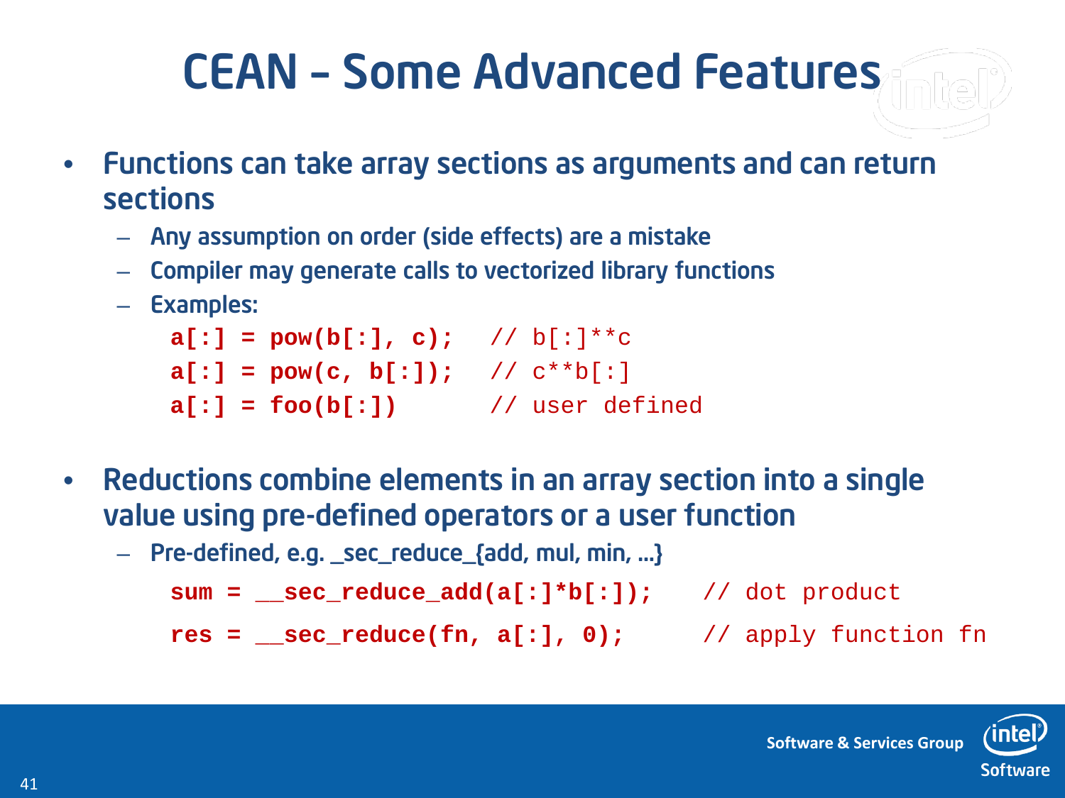# CEAN – Some Advanced Features

- Functions can take array sections as arguments and can return sections
  - Any assumption on order (side effects) are a mistake
  - Compiler may generate calls to vectorized library functions
  - Examples:

```
a[:] = pow(b[:], c);   // b[:]**c
a[:] = pow(c, b[:]);   // c**b[:]
a[:] = foo(b[:])       // user defined
```

- Reductions combine elements in an array section into a single value using pre-defined operators or a user function
  - Pre-defined, e.g. _sec_reduce_{add, mul, min, …}

```
sum = __sec_reduce_add(a[:]*b[:]);    // dot product
res = __sec_reduce(fn, a[:], 0);      // apply function fn
```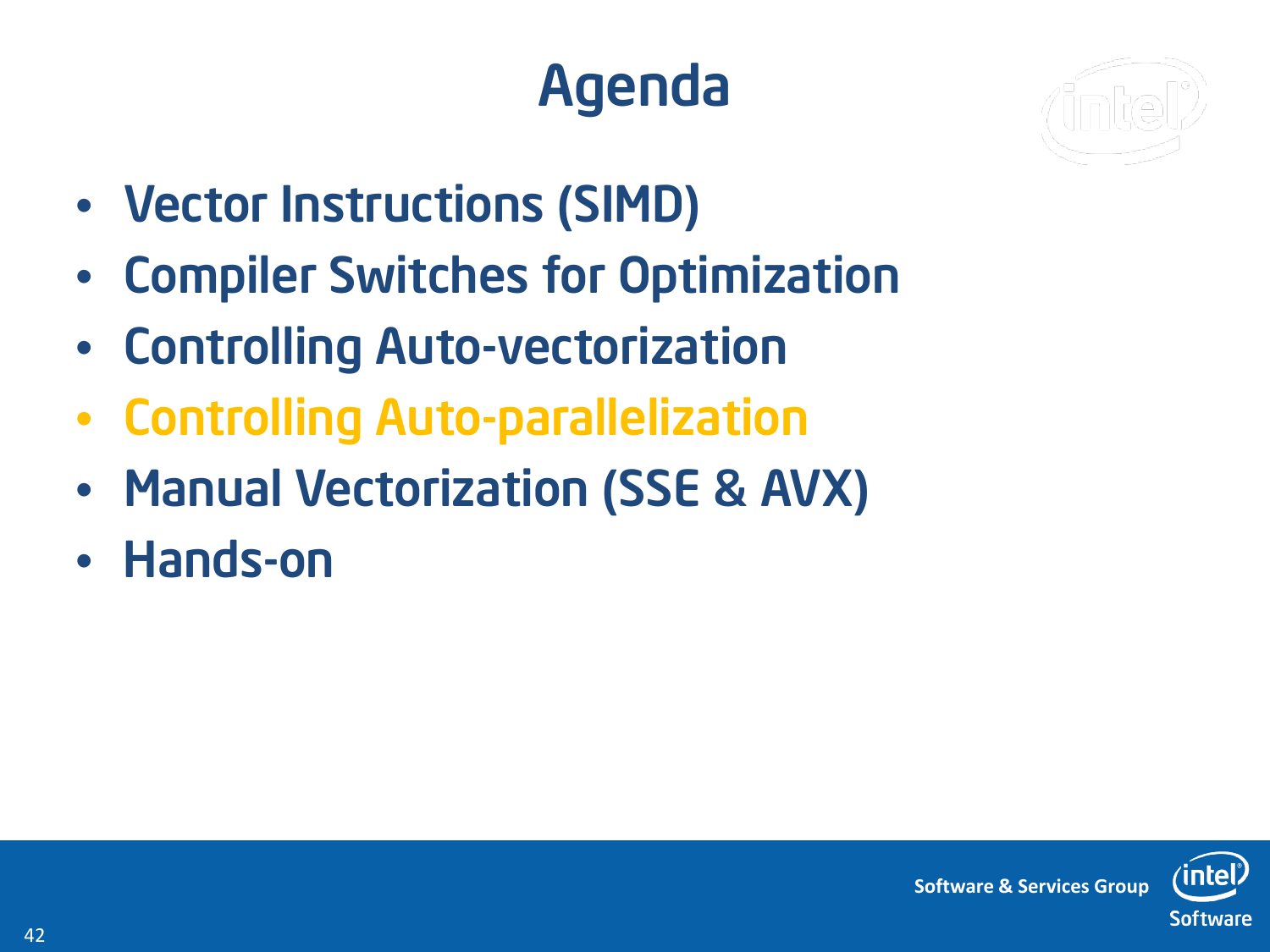# Agenda

- Vector Instructions (SIMD)
- Compiler Switches for Optimization
- Controlling Auto-vectorization
- Controlling Auto-parallelization
- Manual Vectorization (SSE & AVX)
- Hands-on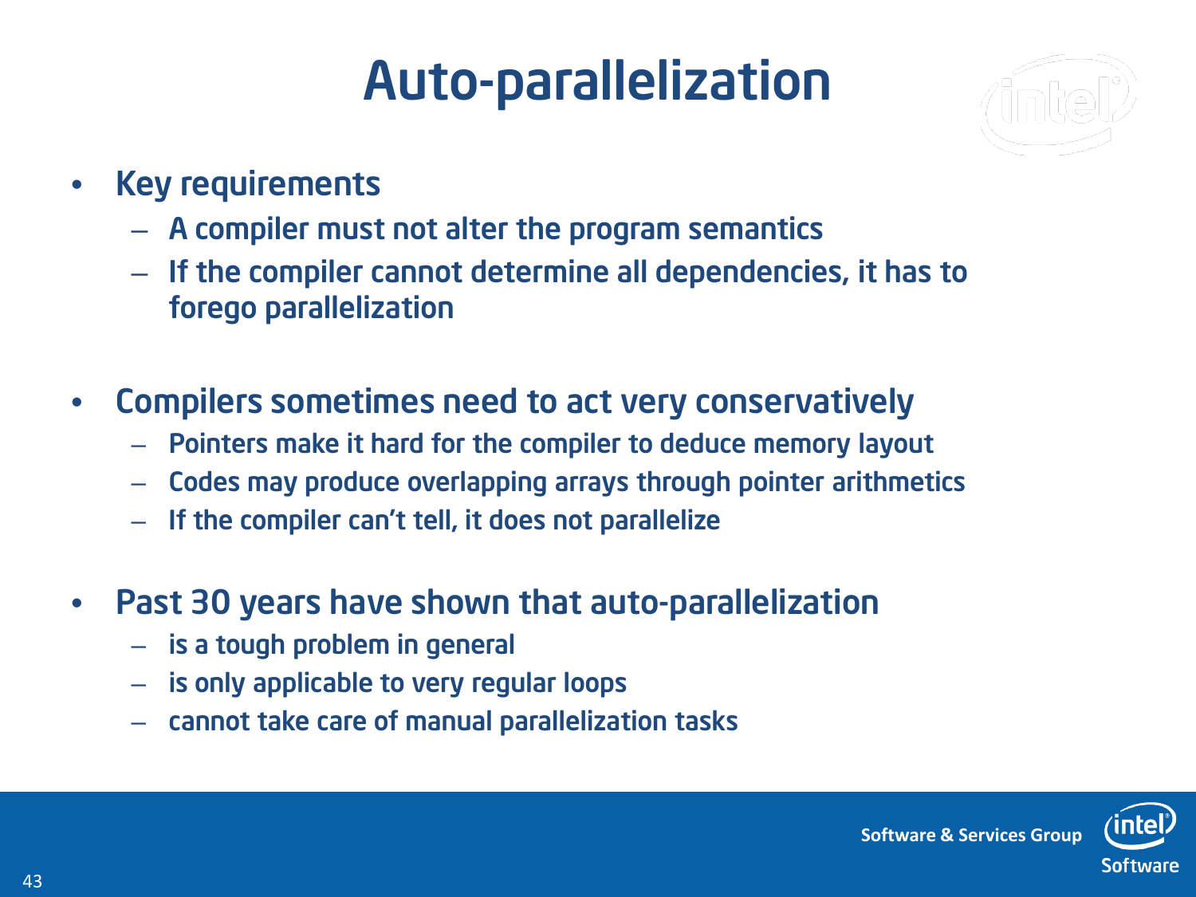# Auto-parallelization

- Key requirements
  - A compiler must not alter the program semantics
  - If the compiler cannot determine all dependencies, it has to forego parallelization
- Compilers sometimes need to act very conservatively
  - Pointers make it hard for the compiler to deduce memory layout
  - Codes may produce overlapping arrays through pointer arithmetics
  - If the compiler can't tell, it does not parallelize
- Past 30 years have shown that auto-parallelization
  - is a tough problem in general
  - is only applicable to very regular loops
  - cannot take care of manual parallelization tasks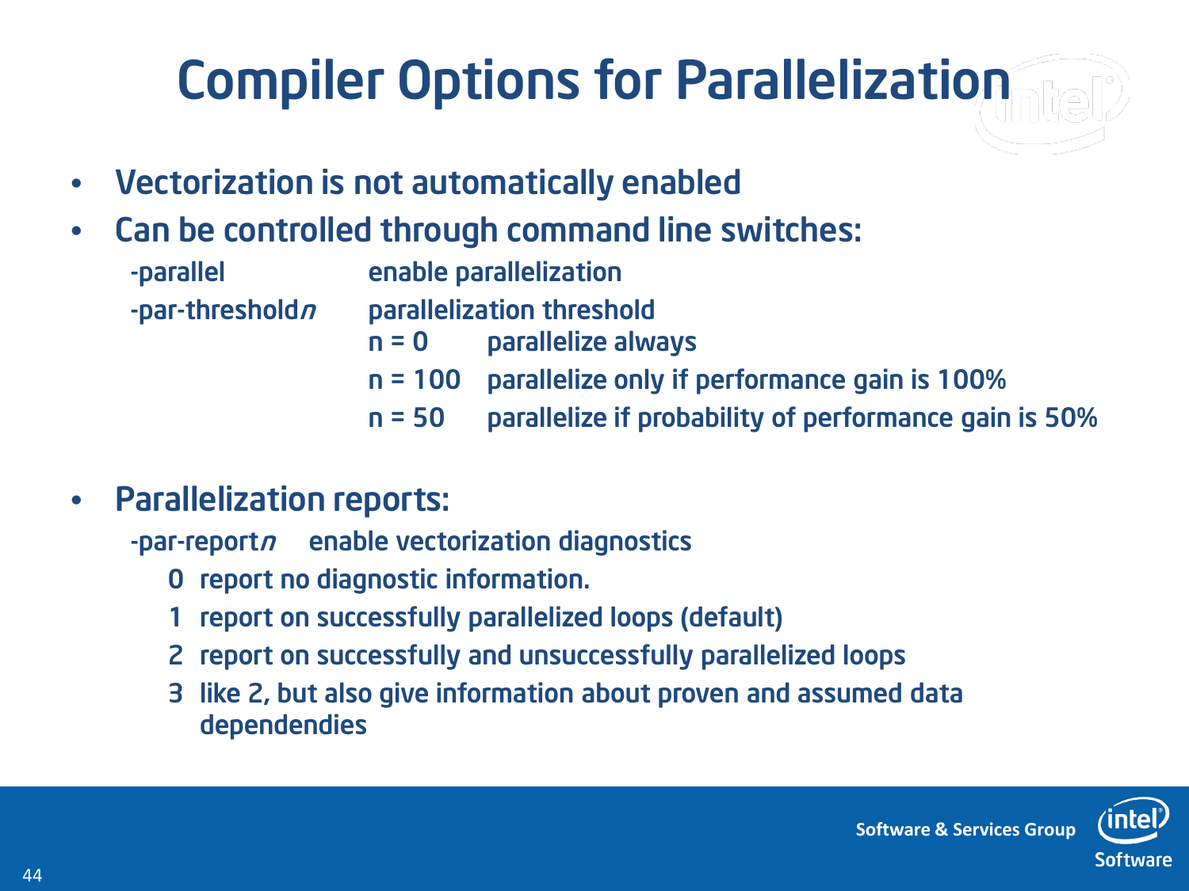# Compiler Options for Parallelization

- Vectorization is not automatically enabled
- Can be controlled through command line switches:

| | |
|---|---|
| -parallel | enable parallelization |
| -par-threshold*n* | parallelization threshold |
| | n = 0 parallelize always |
| | n = 100 parallelize only if performance gain is 100% |
| | n = 50 parallelize if probability of performance gain is 50% |

- Parallelization reports:

  -par-report*n* enable vectorization diagnostics

  - 0 report no diagnostic information.
  - 1 report on successfully parallelized loops (default)
  - 2 report on successfully and unsuccessfully parallelized loops
  - 3 like 2, but also give information about proven and assumed data dependendies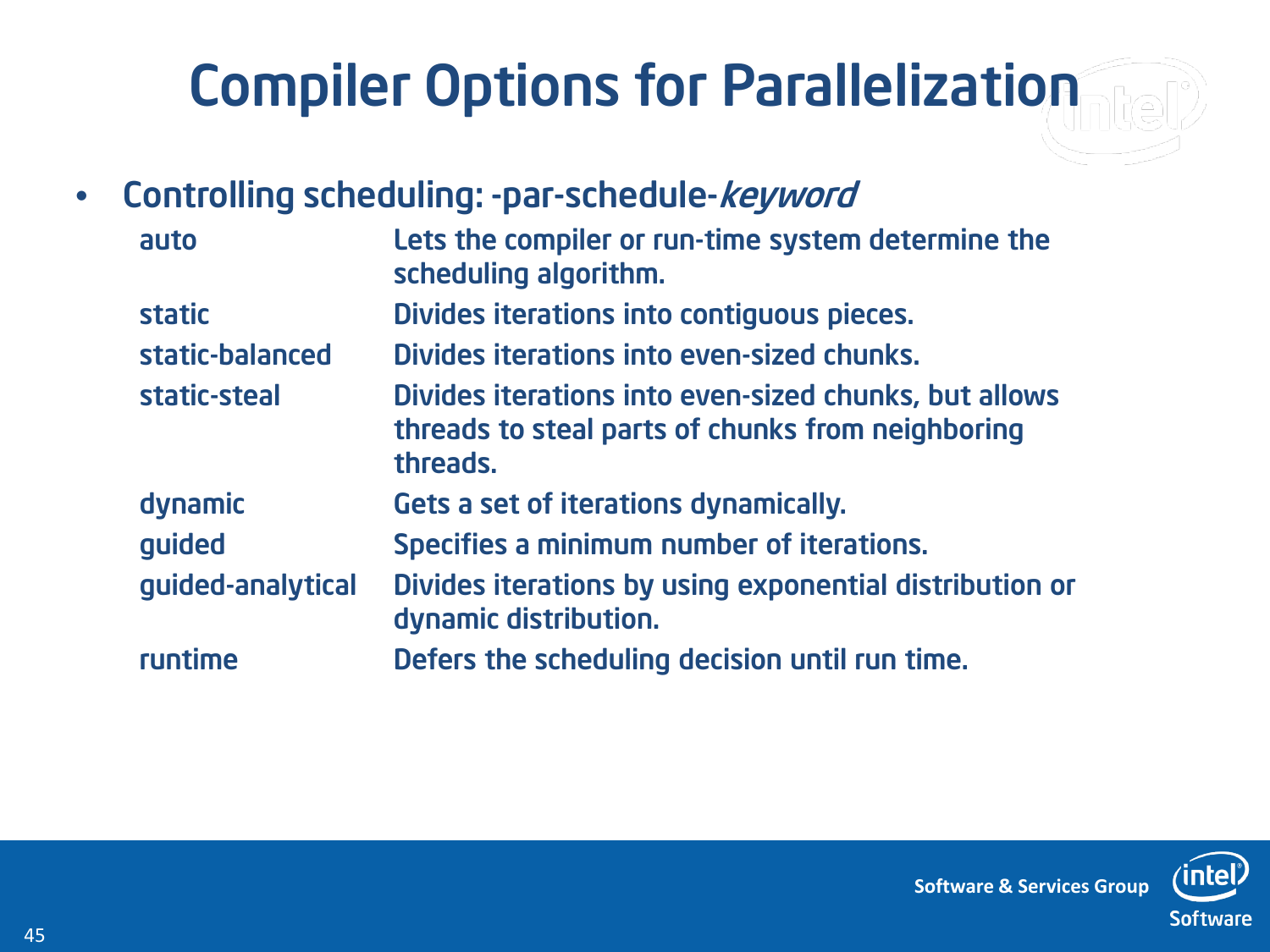# Compiler Options for Parallelization

- Controlling scheduling: -par-schedule-*keyword*

| | |
|---|---|
| auto | Lets the compiler or run-time system determine the scheduling algorithm. |
| static | Divides iterations into contiguous pieces. |
| static-balanced | Divides iterations into even-sized chunks. |
| static-steal | Divides iterations into even-sized chunks, but allows threads to steal parts of chunks from neighboring threads. |
| dynamic | Gets a set of iterations dynamically. |
| guided | Specifies a minimum number of iterations. |
| guided-analytical | Divides iterations by using exponential distribution or dynamic distribution. |
| runtime | Defers the scheduling decision until run time. |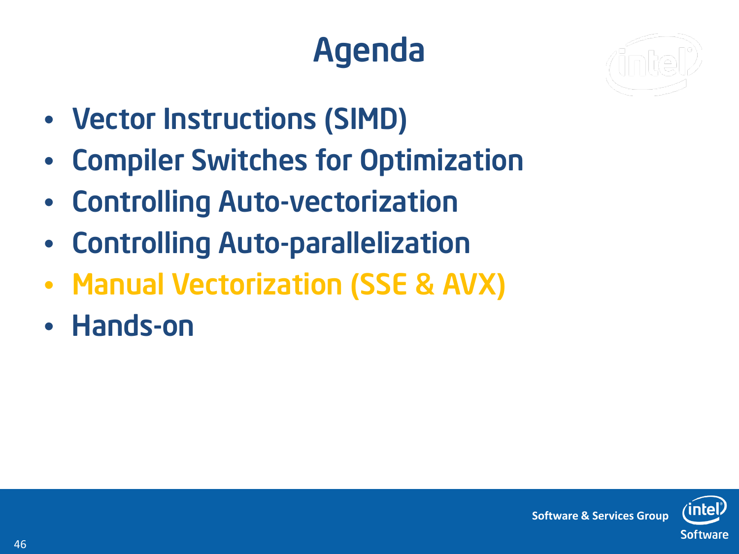# Agenda

- Vector Instructions (SIMD)
- Compiler Switches for Optimization
- Controlling Auto-vectorization
- Controlling Auto-parallelization
- Manual Vectorization (SSE & AVX)
- Hands-on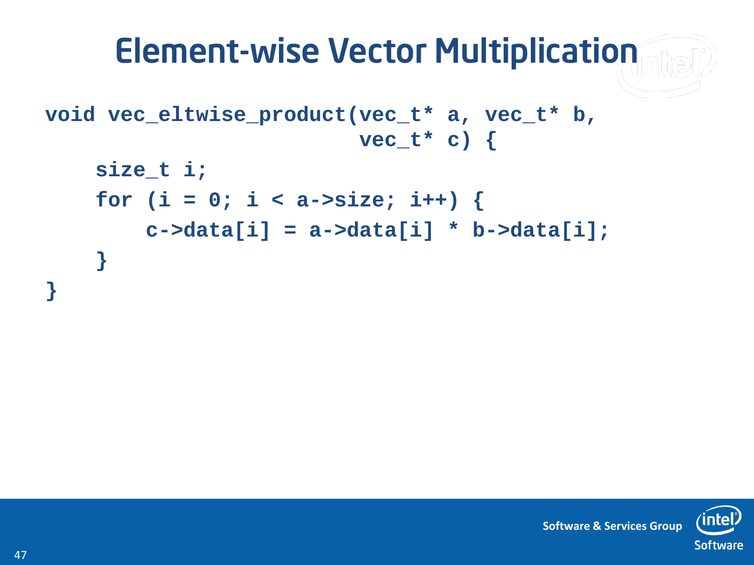# Element-wise Vector Multiplication

```
void vec_eltwise_product(vec_t* a, vec_t* b,
                         vec_t* c) {
    size_t i;
    for (i = 0; i < a->size; i++) {
        c->data[i] = a->data[i] * b->data[i];
    }
}
```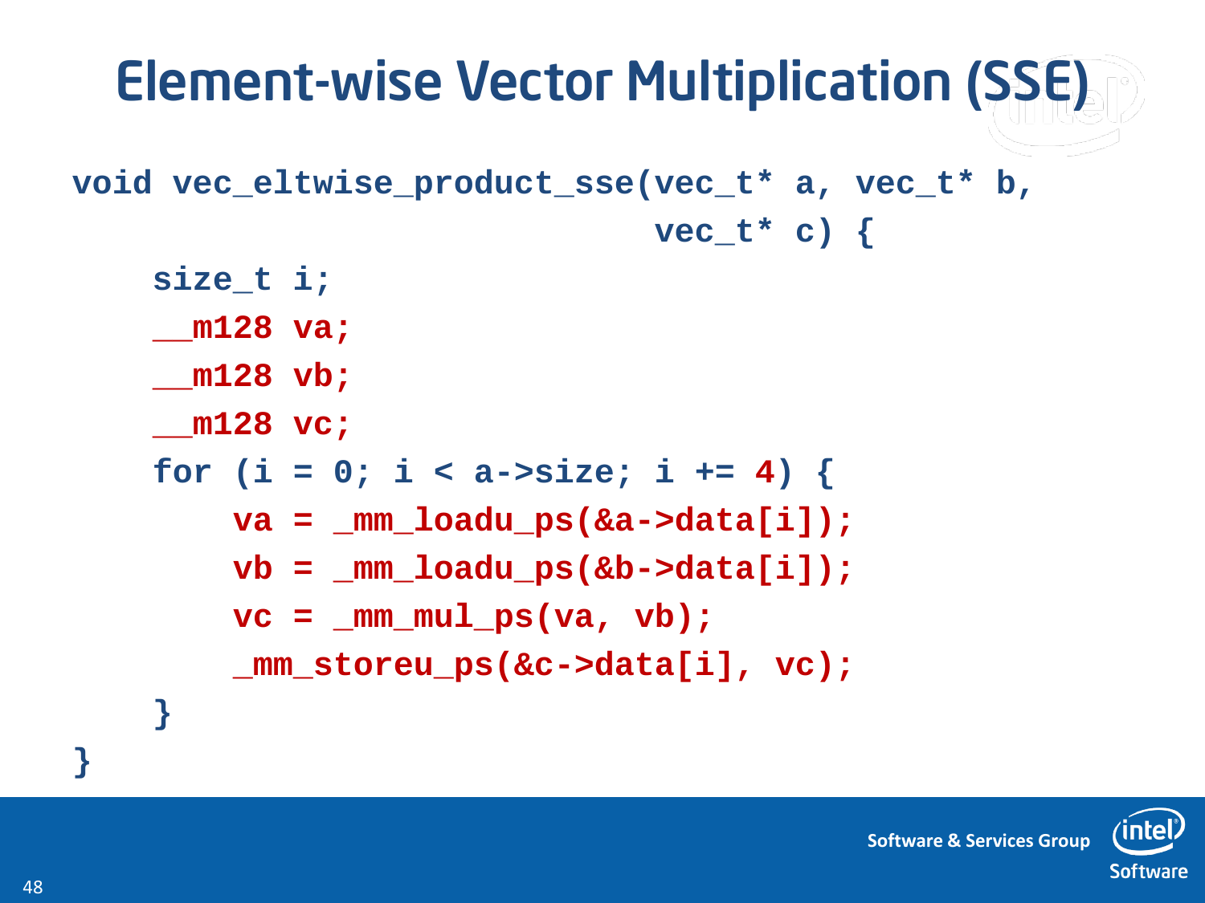# Element-wise Vector Multiplication (SSE)

```
void vec_eltwise_product_sse(vec_t* a, vec_t* b,
                             vec_t* c) {
    size_t i;
    __m128 va;
    __m128 vb;
    __m128 vc;
    for (i = 0; i < a->size; i += 4) {
        va = _mm_loadu_ps(&a->data[i]);
        vb = _mm_loadu_ps(&b->data[i]);
        vc = _mm_mul_ps(va, vb);
        _mm_storeu_ps(&c->data[i], vc);
    }
}
```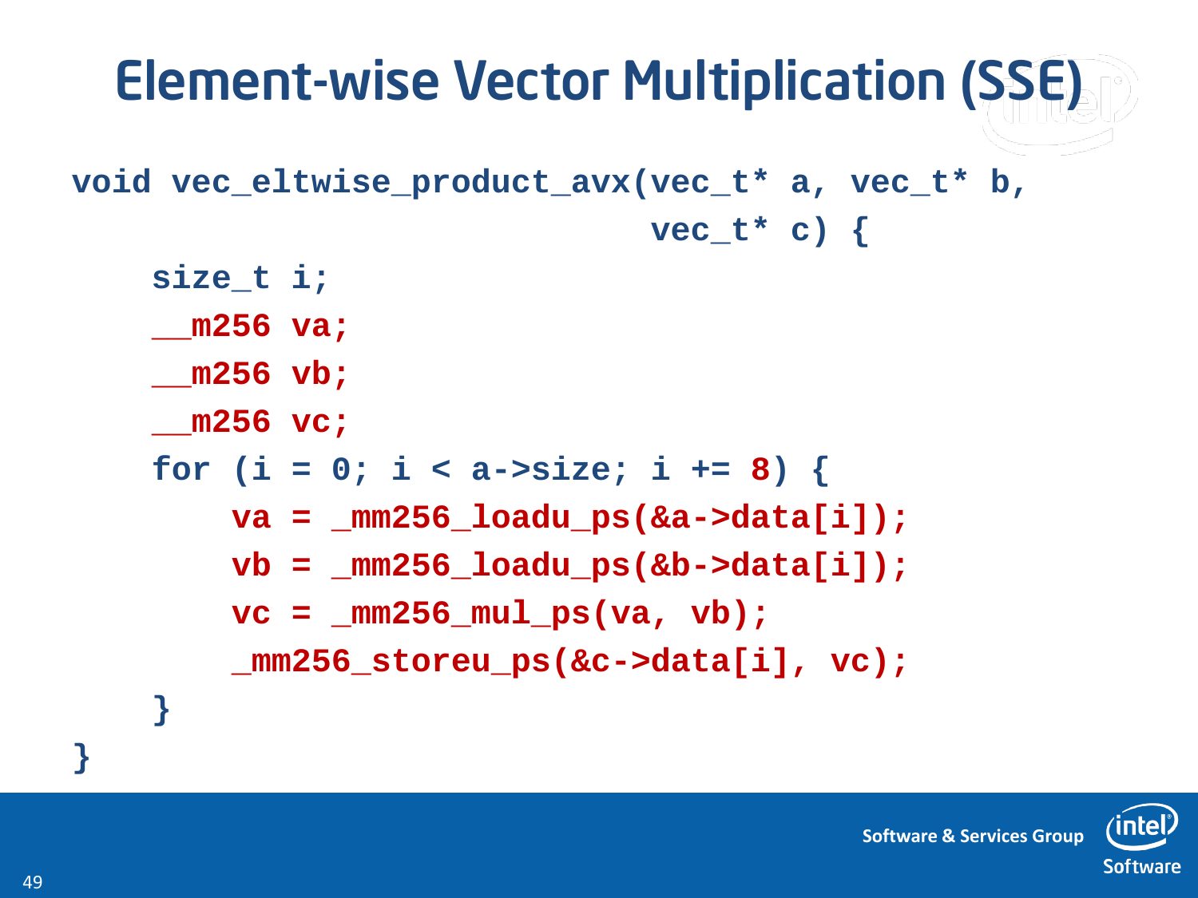# Element-wise Vector Multiplication (SSE)

```
void vec_eltwise_product_avx(vec_t* a, vec_t* b,
                             vec_t* c) {
    size_t i;
    __m256 va;
    __m256 vb;
    __m256 vc;
    for (i = 0; i < a->size; i += 8) {
        va = _mm256_loadu_ps(&a->data[i]);
        vb = _mm256_loadu_ps(&b->data[i]);
        vc = _mm256_mul_ps(va, vb);
        _mm256_storeu_ps(&c->data[i], vc);
    }
}
```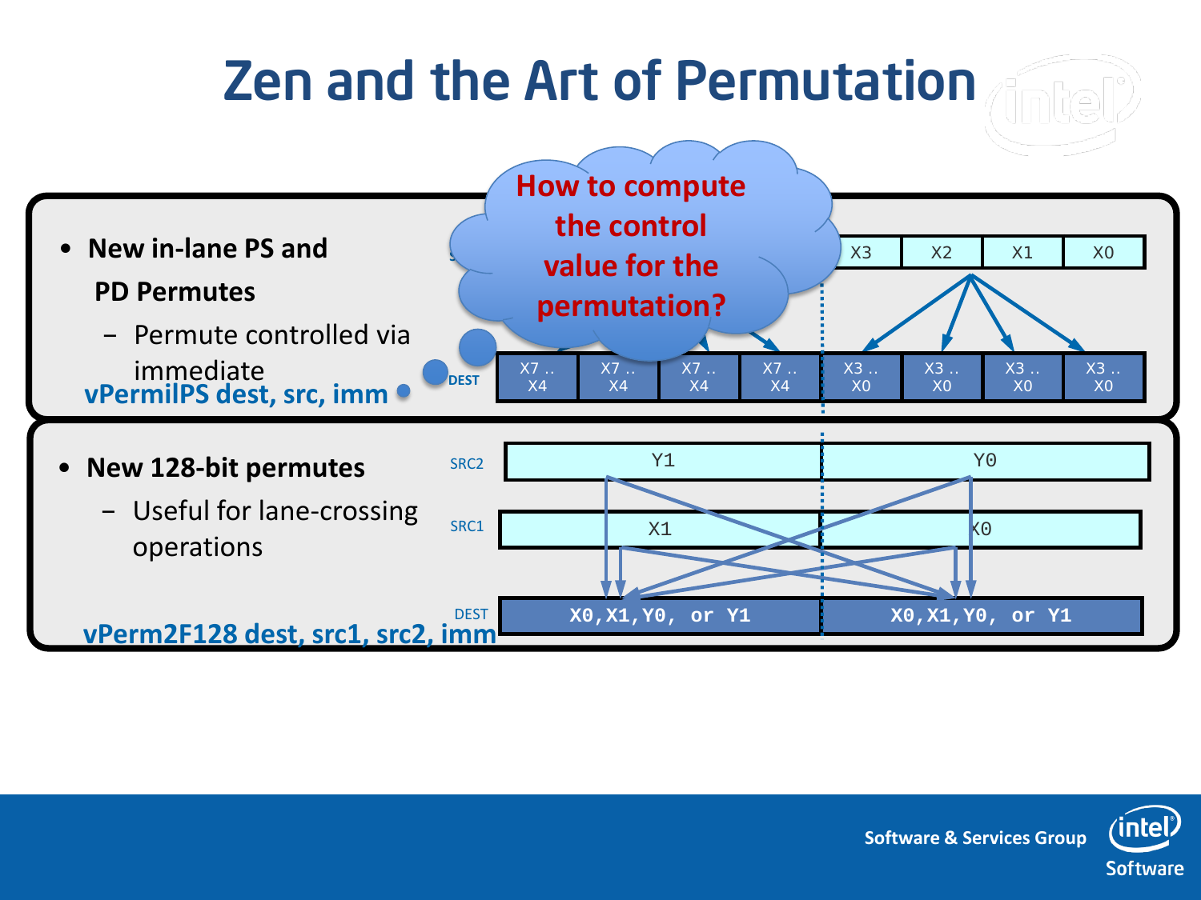# Zen and the Art of Permutation

- New in-lane PS and PD Permutes
  - Permute controlled via immediate

**vPermilPS dest, src, imm**

How to compute the control value for the permutation?

| | | | | | | | |
|---|---|---|---|---|---|---|---|
| | | | | X3 | X2 | X1 | X0 |

DEST

| | | | | | | | |
|---|---|---|---|---|---|---|---|
| X7 .. X4 | X7 .. X4 | X7 .. X4 | X7 .. X4 | X3 .. X0 | X3 .. X0 | X3 .. X0 | X3 .. X0 |

- New 128-bit permutes
  - Useful for lane-crossing operations

**vPerm2F128 dest, src1, src2, imm**

| | | |
|---|---|---|
| SRC2 | Y1 | Y0 |
| SRC1 | X1 | X0 |
| DEST | X0,X1,Y0, or Y1 | X0,X1,Y0, or Y1 |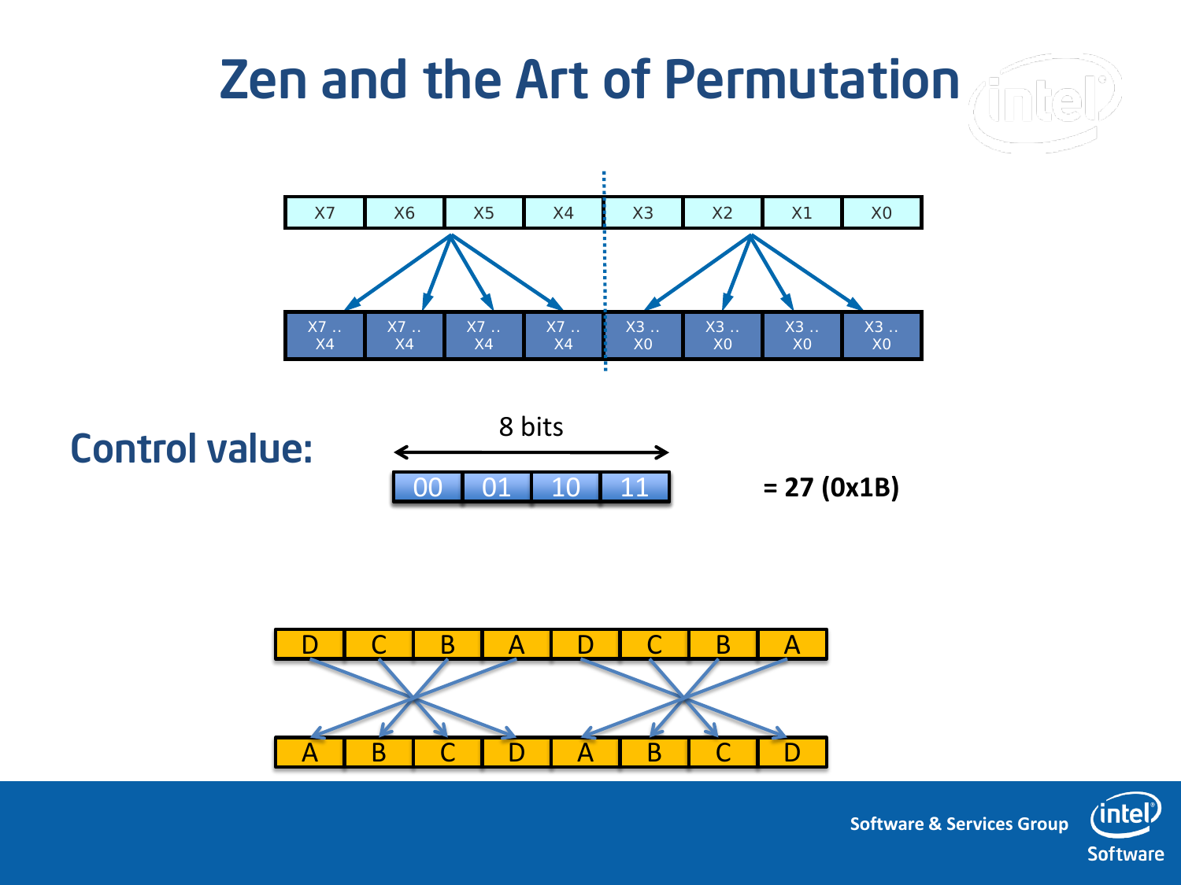# Zen and the Art of Permutation

| X7 | X6 | X5 | X4 | X3 | X2 | X1 | X0 |
|---|---|---|---|---|---|---|---|
| X7 .. X4 | X7 .. X4 | X7 .. X4 | X7 .. X4 | X3 .. X0 | X3 .. X0 | X3 .. X0 | X3 .. X0 |

**Control value:**

8 bits

| 00 | 01 | 10 | 11 |
|---|---|---|---|

**= 27 (0x1B)**

| D | C | B | A | D | C | B | A |
|---|---|---|---|---|---|---|---|
| A | B | C | D | A | B | C | D |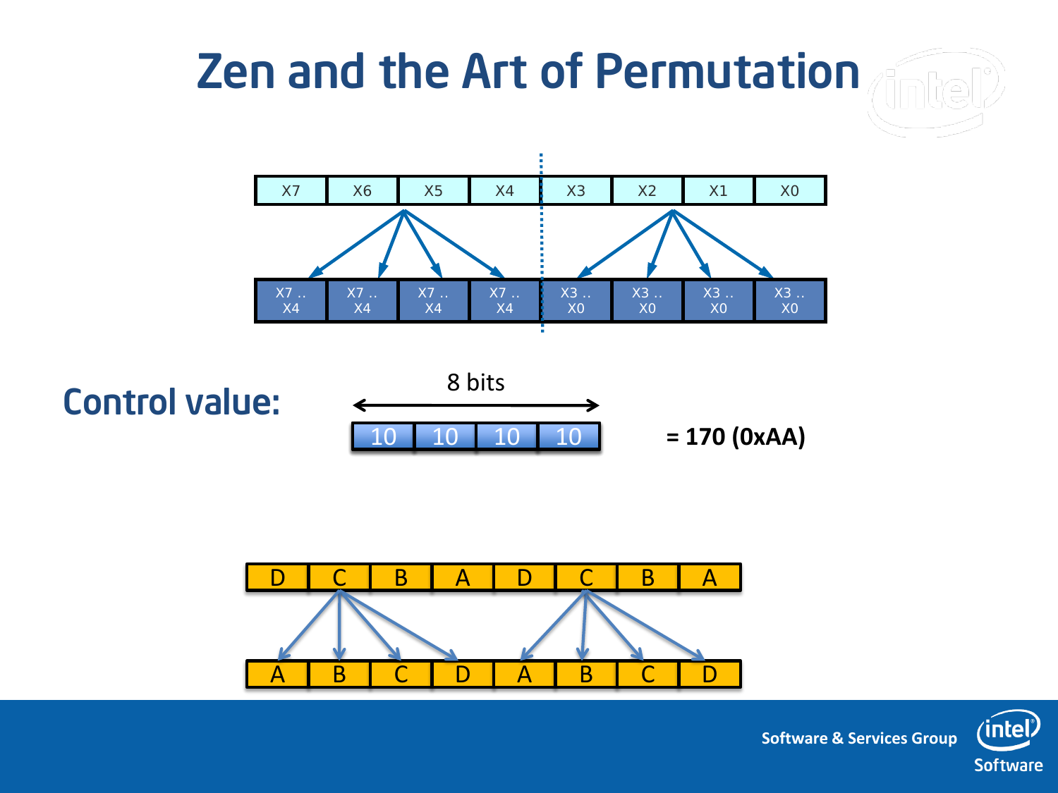# Zen and the Art of Permutation

| X7 | X6 | X5 | X4 | X3 | X2 | X1 | X0 |
|---|---|---|---|---|---|---|---|

| X7 .. X4 | X7 .. X4 | X7 .. X4 | X7 .. X4 | X3 .. X0 | X3 .. X0 | X3 .. X0 | X3 .. X0 |
|---|---|---|---|---|---|---|---|

**Control value:**

8 bits

| 10 | 10 | 10 | 10 |
|---|---|---|---|

**= 170 (0xAA)**

| D | C | B | A | D | C | B | A |
|---|---|---|---|---|---|---|---|

| A | B | C | D | A | B | C | D |
|---|---|---|---|---|---|---|---|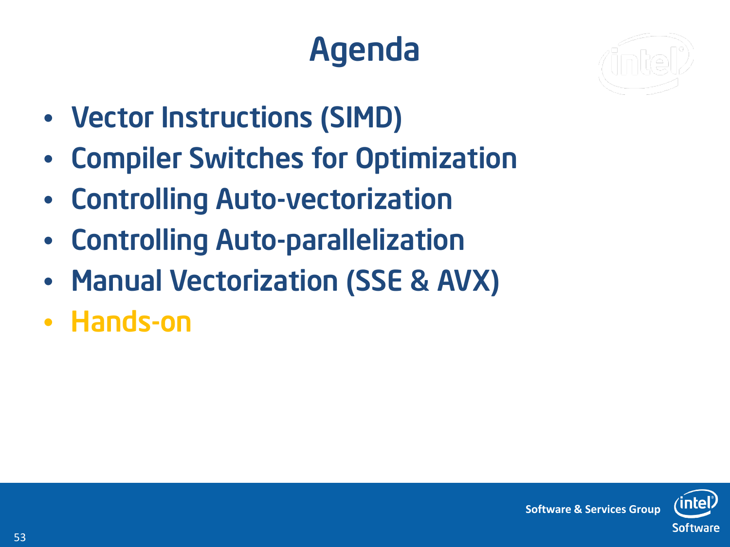# Agenda

- Vector Instructions (SIMD)
- Compiler Switches for Optimization
- Controlling Auto-vectorization
- Controlling Auto-parallelization
- Manual Vectorization (SSE & AVX)
- Hands-on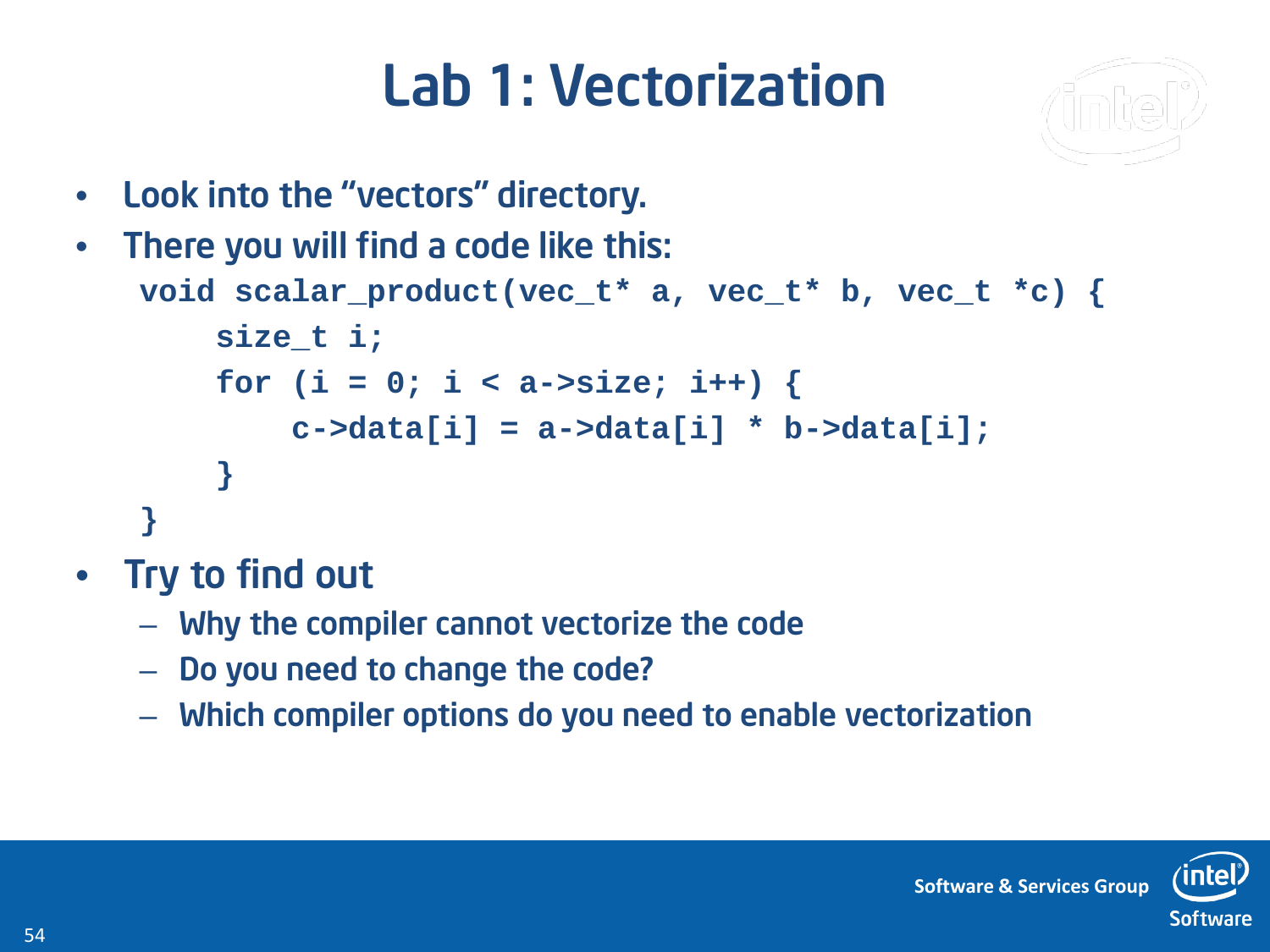# Lab 1: Vectorization

- Look into the “vectors” directory.
- There you will find a code like this:

```
void scalar_product(vec_t* a, vec_t* b, vec_t *c) {
    size_t i;
    for (i = 0; i < a->size; i++) {
        c->data[i] = a->data[i] * b->data[i];
    }
}
```

- Try to find out
  - Why the compiler cannot vectorize the code
  - Do you need to change the code?
  - Which compiler options do you need to enable vectorization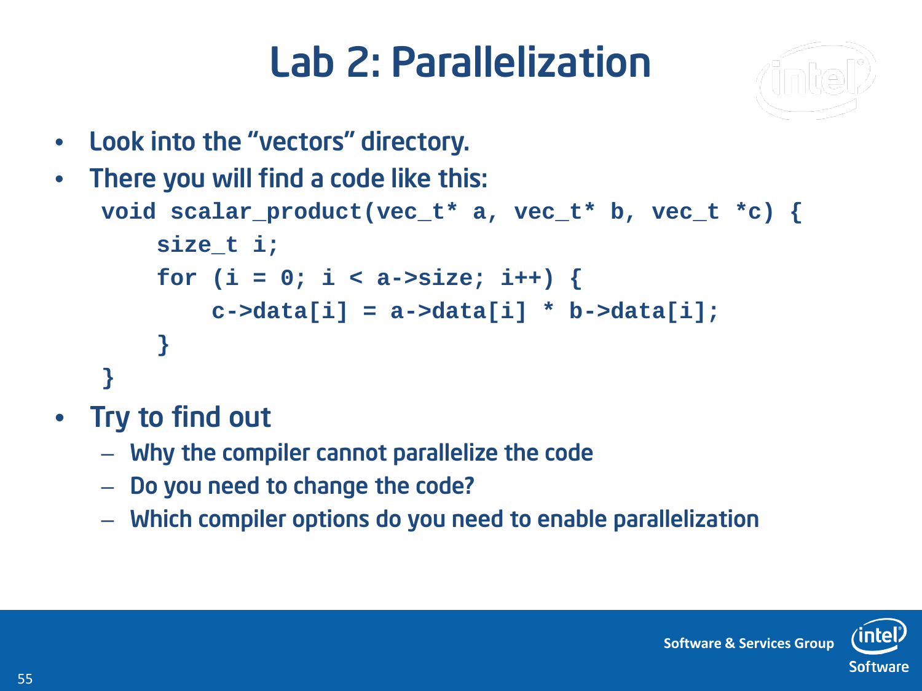# Lab 2: Parallelization

- Look into the "vectors" directory.
- There you will find a code like this:

```
void scalar_product(vec_t* a, vec_t* b, vec_t *c) {
    size_t i;
    for (i = 0; i < a->size; i++) {
        c->data[i] = a->data[i] * b->data[i];
    }
}
```

- Try to find out
  - Why the compiler cannot parallelize the code
  - Do you need to change the code?
  - Which compiler options do you need to enable parallelization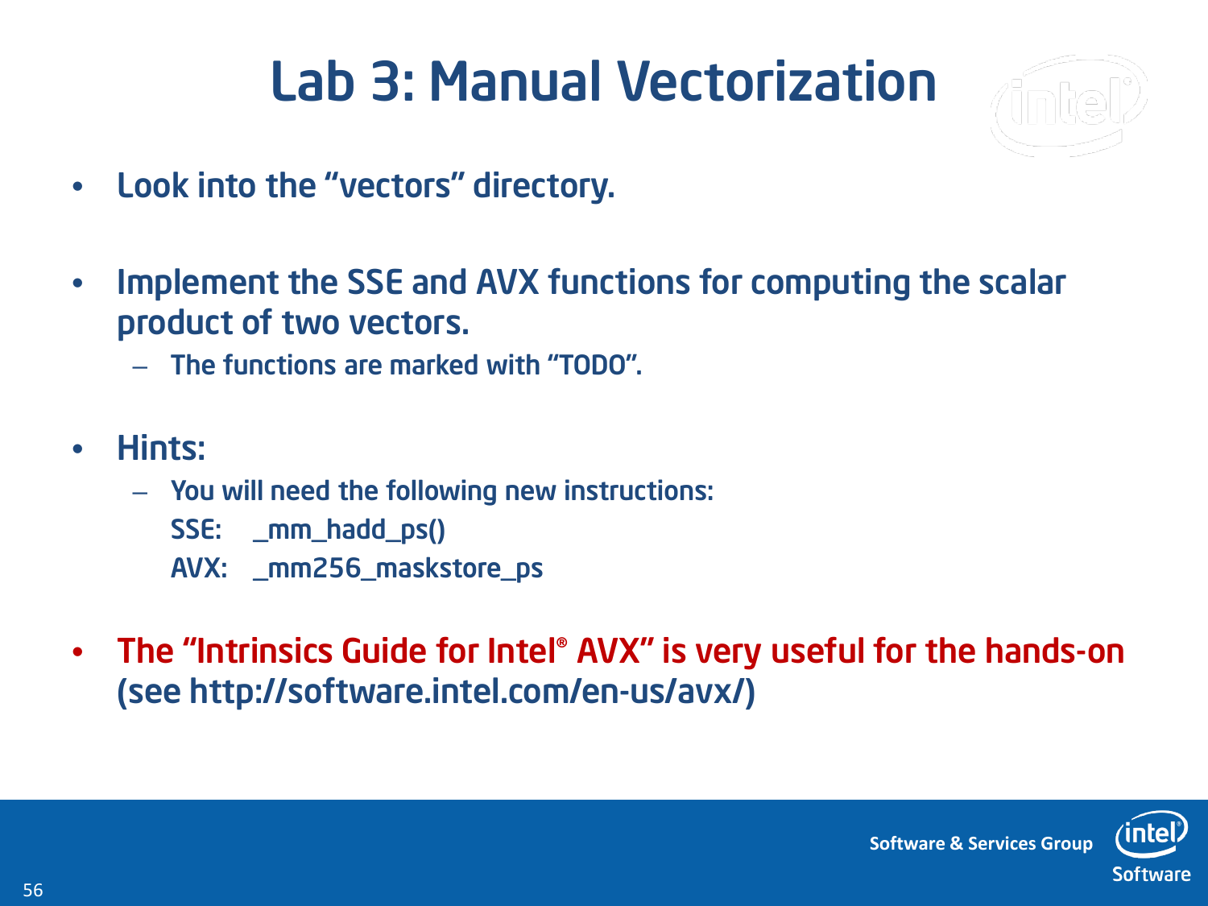# Lab 3: Manual Vectorization

- Look into the "vectors" directory.
- Implement the SSE and AVX functions for computing the scalar product of two vectors.
  - The functions are marked with "TODO".
- Hints:
  - You will need the following new instructions:
    SSE: _mm_hadd_ps()
    AVX: _mm256_maskstore_ps
- The "Intrinsics Guide for Intel® AVX" is very useful for the hands-on (see http://software.intel.com/en-us/avx/)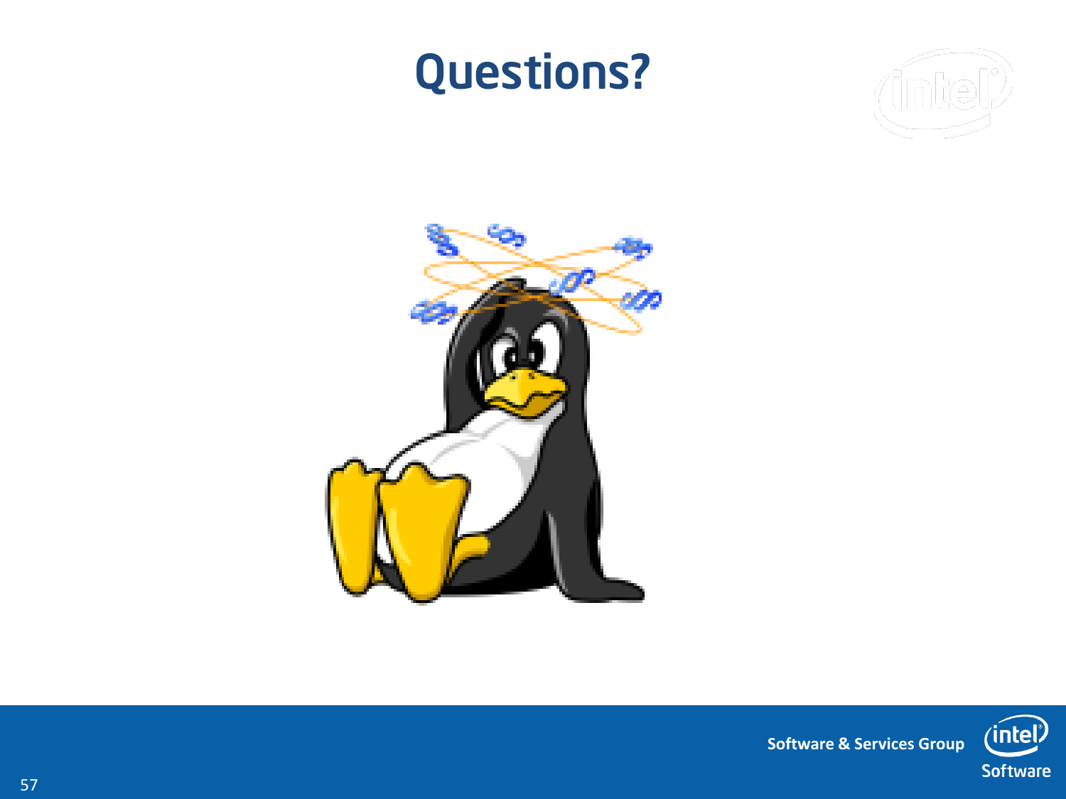# Questions?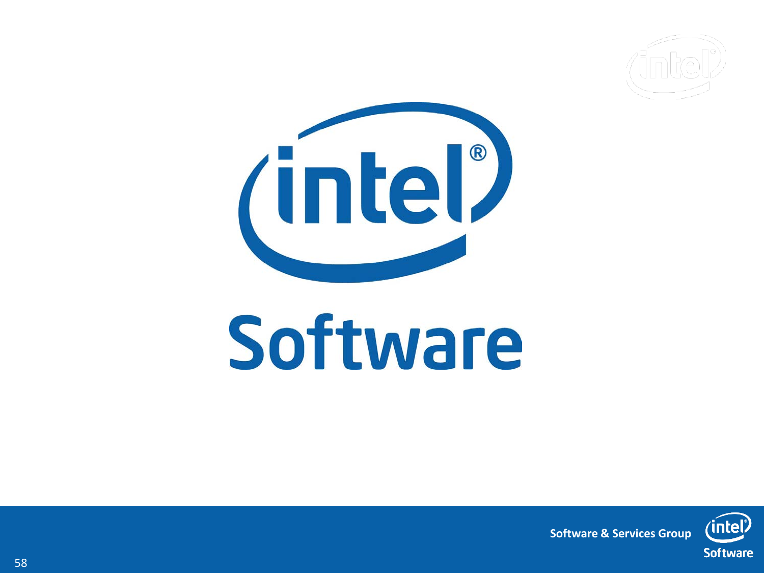Software